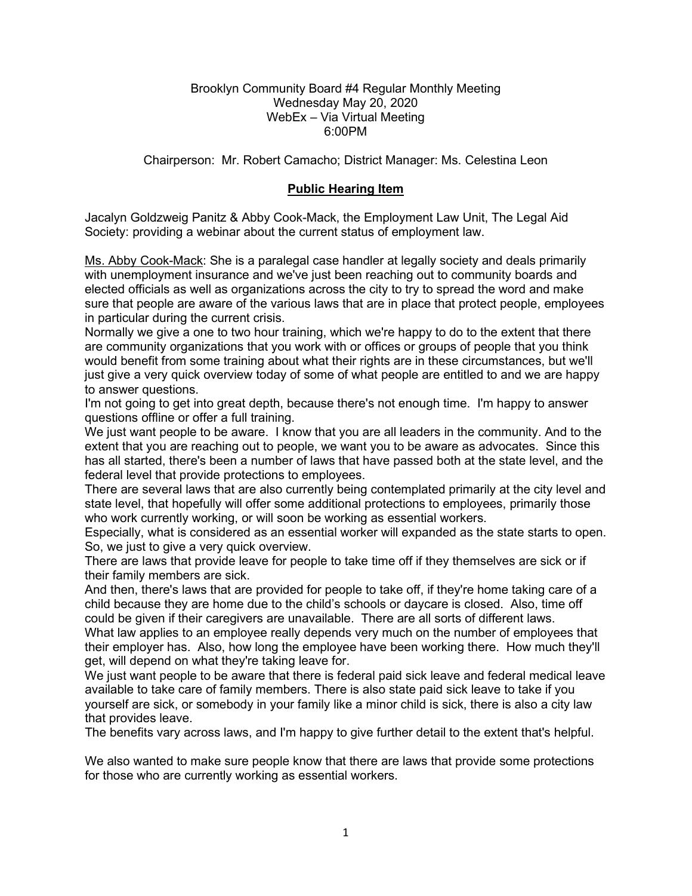Brooklyn Community Board #4 Regular Monthly Meeting
Wednesday May 20, 2020
WebEx – Via Virtual Meeting
6:00PM

Chairperson: Mr. Robert Camacho; District Manager: Ms. Celestina Leon

## Public Hearing Item

Jacalyn Goldzweig Panitz & Abby Cook-Mack, the Employment Law Unit, The Legal Aid Society: providing a webinar about the current status of employment law.

Ms. Abby Cook-Mack: She is a paralegal case handler at legally society and deals primarily with unemployment insurance and we've just been reaching out to community boards and elected officials as well as organizations across the city to try to spread the word and make sure that people are aware of the various laws that are in place that protect people, employees in particular during the current crisis.

Normally we give a one to two hour training, which we're happy to do to the extent that there are community organizations that you work with or offices or groups of people that you think would benefit from some training about what their rights are in these circumstances, but we'll just give a very quick overview today of some of what people are entitled to and we are happy to answer questions.

I'm not going to get into great depth, because there's not enough time. I'm happy to answer questions offline or offer a full training.

We just want people to be aware. I know that you are all leaders in the community. And to the extent that you are reaching out to people, we want you to be aware as advocates. Since this has all started, there's been a number of laws that have passed both at the state level, and the federal level that provide protections to employees.

There are several laws that are also currently being contemplated primarily at the city level and state level, that hopefully will offer some additional protections to employees, primarily those who work currently working, or will soon be working as essential workers.

Especially, what is considered as an essential worker will expanded as the state starts to open. So, we just to give a very quick overview.

There are laws that provide leave for people to take time off if they themselves are sick or if their family members are sick.

And then, there's laws that are provided for people to take off, if they're home taking care of a child because they are home due to the child's schools or daycare is closed. Also, time off could be given if their caregivers are unavailable. There are all sorts of different laws.

What law applies to an employee really depends very much on the number of employees that their employer has. Also, how long the employee have been working there. How much they'll get, will depend on what they're taking leave for.

We just want people to be aware that there is federal paid sick leave and federal medical leave available to take care of family members. There is also state paid sick leave to take if you yourself are sick, or somebody in your family like a minor child is sick, there is also a city law that provides leave.

The benefits vary across laws, and I'm happy to give further detail to the extent that's helpful.

We also wanted to make sure people know that there are laws that provide some protections for those who are currently working as essential workers.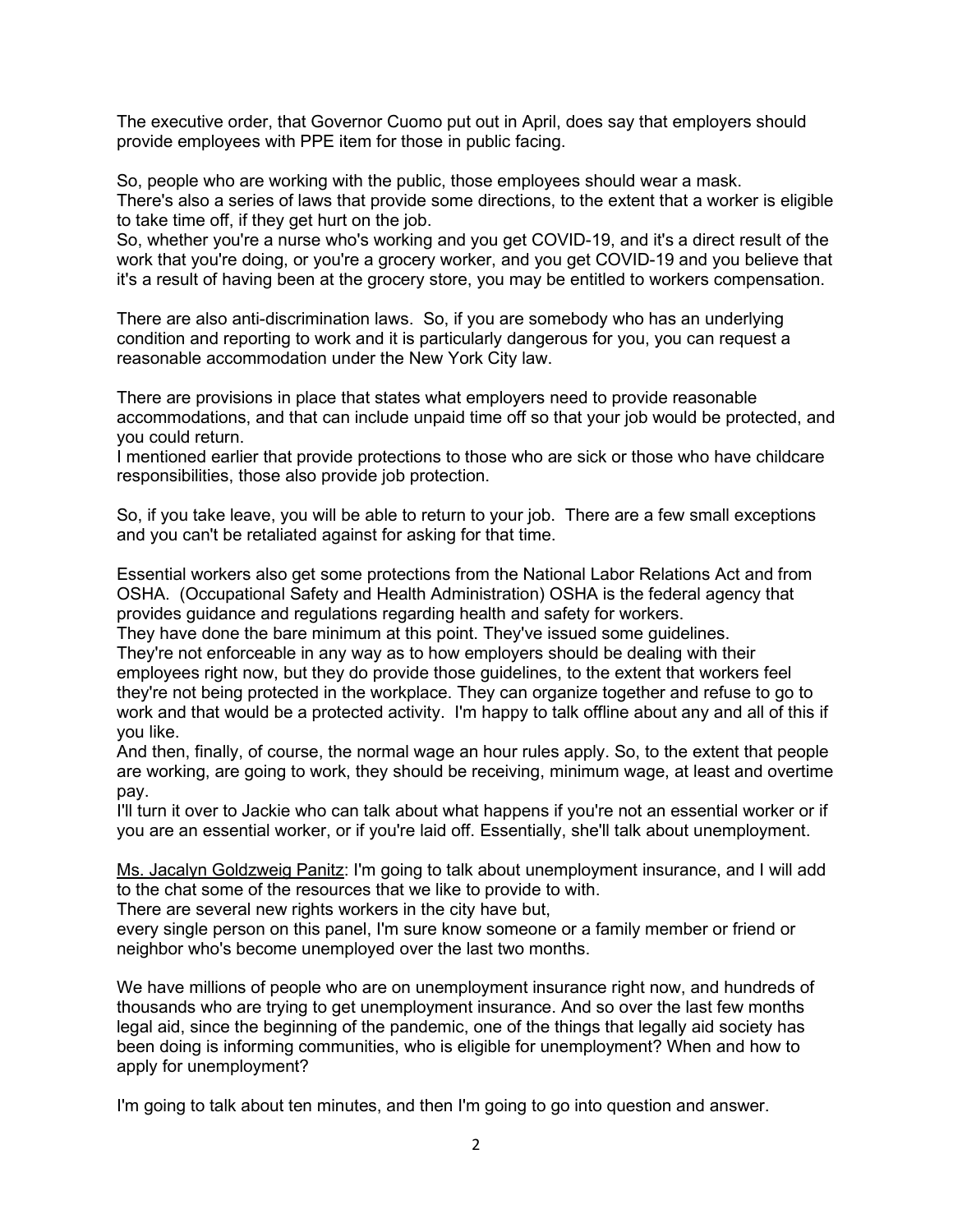The executive order, that Governor Cuomo put out in April, does say that employers should provide employees with PPE item for those in public facing.

So, people who are working with the public, those employees should wear a mask.
There's also a series of laws that provide some directions, to the extent that a worker is eligible to take time off, if they get hurt on the job.
So, whether you're a nurse who's working and you get COVID-19, and it's a direct result of the work that you're doing, or you're a grocery worker, and you get COVID-19 and you believe that it's a result of having been at the grocery store, you may be entitled to workers compensation.

There are also anti-discrimination laws. So, if you are somebody who has an underlying condition and reporting to work and it is particularly dangerous for you, you can request a reasonable accommodation under the New York City law.

There are provisions in place that states what employers need to provide reasonable accommodations, and that can include unpaid time off so that your job would be protected, and you could return.
I mentioned earlier that provide protections to those who are sick or those who have childcare responsibilities, those also provide job protection.

So, if you take leave, you will be able to return to your job. There are a few small exceptions and you can't be retaliated against for asking for that time.

Essential workers also get some protections from the National Labor Relations Act and from OSHA. (Occupational Safety and Health Administration) OSHA is the federal agency that provides guidance and regulations regarding health and safety for workers.
They have done the bare minimum at this point. They've issued some guidelines.
They're not enforceable in any way as to how employers should be dealing with their employees right now, but they do provide those guidelines, to the extent that workers feel they're not being protected in the workplace. They can organize together and refuse to go to work and that would be a protected activity. I'm happy to talk offline about any and all of this if you like.
And then, finally, of course, the normal wage an hour rules apply. So, to the extent that people are working, are going to work, they should be receiving, minimum wage, at least and overtime pay.
I'll turn it over to Jackie who can talk about what happens if you're not an essential worker or if you are an essential worker, or if you're laid off. Essentially, she'll talk about unemployment.

<u>Ms. Jacalyn Goldzweig Panitz</u>: I'm going to talk about unemployment insurance, and I will add to the chat some of the resources that we like to provide to with.
There are several new rights workers in the city have but,
every single person on this panel, I'm sure know someone or a family member or friend or neighbor who's become unemployed over the last two months.

We have millions of people who are on unemployment insurance right now, and hundreds of thousands who are trying to get unemployment insurance. And so over the last few months legal aid, since the beginning of the pandemic, one of the things that legally aid society has been doing is informing communities, who is eligible for unemployment? When and how to apply for unemployment?

I'm going to talk about ten minutes, and then I'm going to go into question and answer.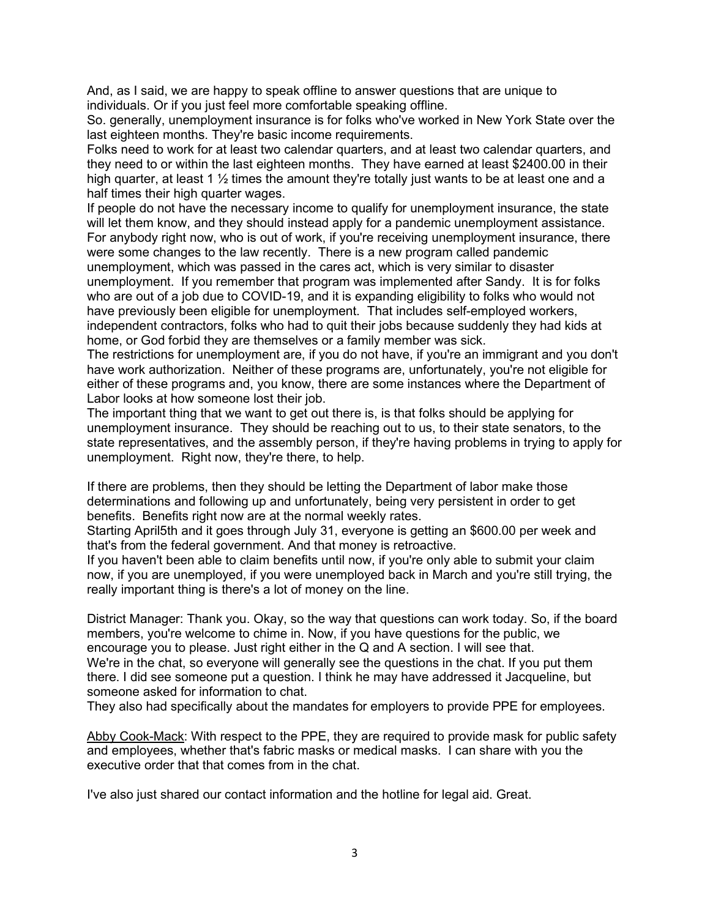And, as I said, we are happy to speak offline to answer questions that are unique to individuals. Or if you just feel more comfortable speaking offline.

So. generally, unemployment insurance is for folks who've worked in New York State over the last eighteen months. They're basic income requirements.

Folks need to work for at least two calendar quarters, and at least two calendar quarters, and they need to or within the last eighteen months. They have earned at least $2400.00 in their high quarter, at least 1 ½ times the amount they're totally just wants to be at least one and a half times their high quarter wages.

If people do not have the necessary income to qualify for unemployment insurance, the state will let them know, and they should instead apply for a pandemic unemployment assistance. For anybody right now, who is out of work, if you're receiving unemployment insurance, there were some changes to the law recently. There is a new program called pandemic unemployment, which was passed in the cares act, which is very similar to disaster unemployment. If you remember that program was implemented after Sandy. It is for folks who are out of a job due to COVID-19, and it is expanding eligibility to folks who would not have previously been eligible for unemployment. That includes self-employed workers, independent contractors, folks who had to quit their jobs because suddenly they had kids at home, or God forbid they are themselves or a family member was sick.

The restrictions for unemployment are, if you do not have, if you're an immigrant and you don't have work authorization. Neither of these programs are, unfortunately, you're not eligible for either of these programs and, you know, there are some instances where the Department of Labor looks at how someone lost their job.

The important thing that we want to get out there is, is that folks should be applying for unemployment insurance. They should be reaching out to us, to their state senators, to the state representatives, and the assembly person, if they're having problems in trying to apply for unemployment. Right now, they're there, to help.

If there are problems, then they should be letting the Department of labor make those determinations and following up and unfortunately, being very persistent in order to get benefits. Benefits right now are at the normal weekly rates.

Starting April5th and it goes through July 31, everyone is getting an $600.00 per week and that's from the federal government. And that money is retroactive.

If you haven't been able to claim benefits until now, if you're only able to submit your claim now, if you are unemployed, if you were unemployed back in March and you're still trying, the really important thing is there's a lot of money on the line.

District Manager: Thank you. Okay, so the way that questions can work today. So, if the board members, you're welcome to chime in. Now, if you have questions for the public, we encourage you to please. Just right either in the Q and A section. I will see that.

We're in the chat, so everyone will generally see the questions in the chat. If you put them there. I did see someone put a question. I think he may have addressed it Jacqueline, but someone asked for information to chat.

They also had specifically about the mandates for employers to provide PPE for employees.

<u>Abby Cook-Mack</u>: With respect to the PPE, they are required to provide mask for public safety and employees, whether that's fabric masks or medical masks. I can share with you the executive order that that comes from in the chat.

I've also just shared our contact information and the hotline for legal aid. Great.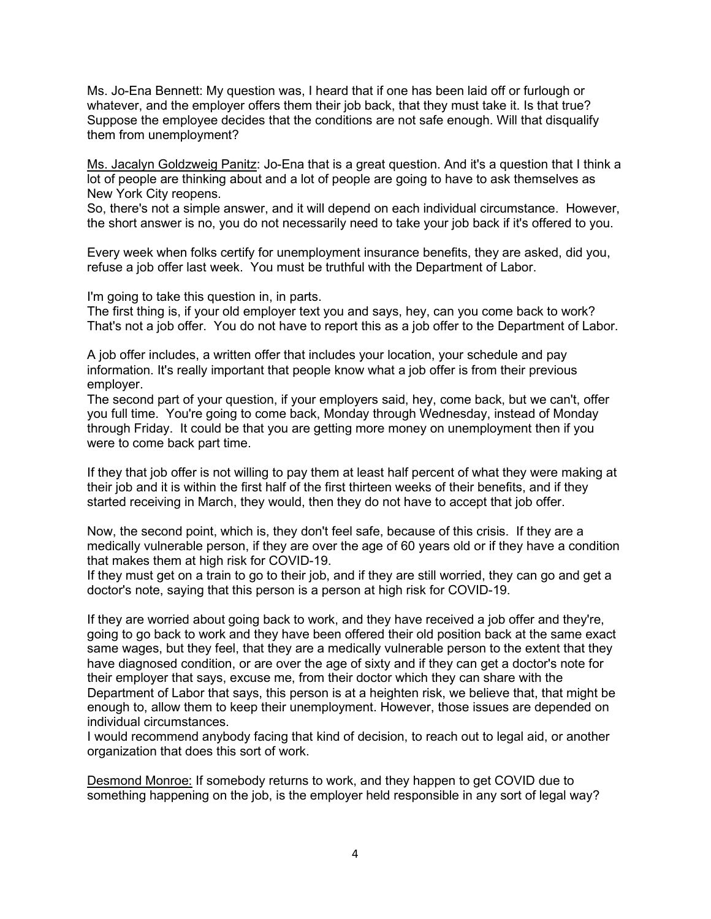Ms. Jo-Ena Bennett: My question was, I heard that if one has been laid off or furlough or whatever, and the employer offers them their job back, that they must take it. Is that true? Suppose the employee decides that the conditions are not safe enough. Will that disqualify them from unemployment?

<u>Ms. Jacalyn Goldzweig Panitz</u>: Jo-Ena that is a great question. And it's a question that I think a lot of people are thinking about and a lot of people are going to have to ask themselves as New York City reopens.

So, there's not a simple answer, and it will depend on each individual circumstance. However, the short answer is no, you do not necessarily need to take your job back if it's offered to you.

Every week when folks certify for unemployment insurance benefits, they are asked, did you, refuse a job offer last week. You must be truthful with the Department of Labor.

I'm going to take this question in, in parts.

The first thing is, if your old employer text you and says, hey, can you come back to work? That's not a job offer. You do not have to report this as a job offer to the Department of Labor.

A job offer includes, a written offer that includes your location, your schedule and pay information. It's really important that people know what a job offer is from their previous employer.

The second part of your question, if your employers said, hey, come back, but we can't, offer you full time. You're going to come back, Monday through Wednesday, instead of Monday through Friday. It could be that you are getting more money on unemployment then if you were to come back part time.

If they that job offer is not willing to pay them at least half percent of what they were making at their job and it is within the first half of the first thirteen weeks of their benefits, and if they started receiving in March, they would, then they do not have to accept that job offer.

Now, the second point, which is, they don't feel safe, because of this crisis. If they are a medically vulnerable person, if they are over the age of 60 years old or if they have a condition that makes them at high risk for COVID-19.

If they must get on a train to go to their job, and if they are still worried, they can go and get a doctor's note, saying that this person is a person at high risk for COVID-19.

If they are worried about going back to work, and they have received a job offer and they're, going to go back to work and they have been offered their old position back at the same exact same wages, but they feel, that they are a medically vulnerable person to the extent that they have diagnosed condition, or are over the age of sixty and if they can get a doctor's note for their employer that says, excuse me, from their doctor which they can share with the Department of Labor that says, this person is at a heighten risk, we believe that, that might be enough to, allow them to keep their unemployment. However, those issues are depended on individual circumstances.

I would recommend anybody facing that kind of decision, to reach out to legal aid, or another organization that does this sort of work.

<u>Desmond Monroe:</u> If somebody returns to work, and they happen to get COVID due to something happening on the job, is the employer held responsible in any sort of legal way?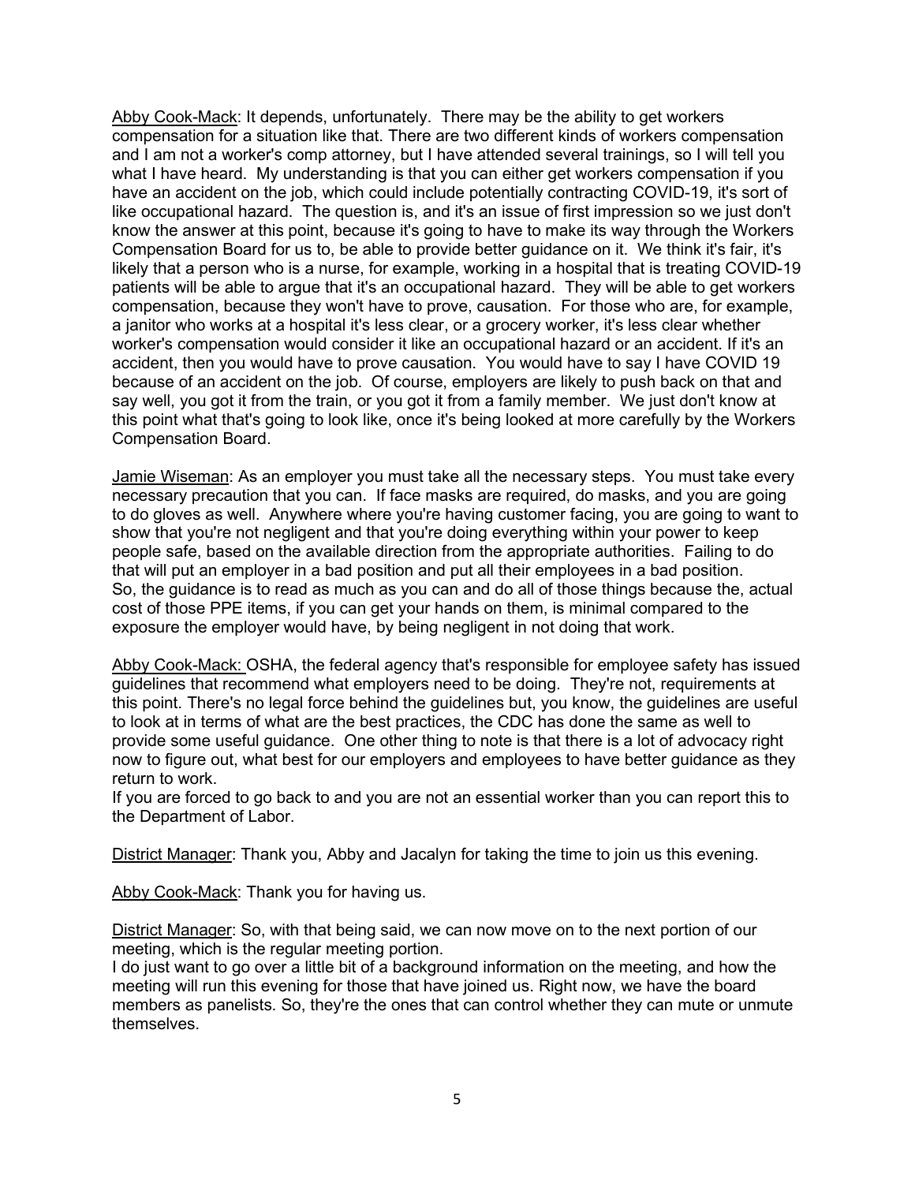<u>Abby Cook-Mack</u>: It depends, unfortunately. There may be the ability to get workers compensation for a situation like that. There are two different kinds of workers compensation and I am not a worker's comp attorney, but I have attended several trainings, so I will tell you what I have heard. My understanding is that you can either get workers compensation if you have an accident on the job, which could include potentially contracting COVID-19, it's sort of like occupational hazard. The question is, and it's an issue of first impression so we just don't know the answer at this point, because it's going to have to make its way through the Workers Compensation Board for us to, be able to provide better guidance on it. We think it's fair, it's likely that a person who is a nurse, for example, working in a hospital that is treating COVID-19 patients will be able to argue that it's an occupational hazard. They will be able to get workers compensation, because they won't have to prove, causation. For those who are, for example, a janitor who works at a hospital it's less clear, or a grocery worker, it's less clear whether worker's compensation would consider it like an occupational hazard or an accident. If it's an accident, then you would have to prove causation. You would have to say I have COVID 19 because of an accident on the job. Of course, employers are likely to push back on that and say well, you got it from the train, or you got it from a family member. We just don't know at this point what that's going to look like, once it's being looked at more carefully by the Workers Compensation Board.

<u>Jamie Wiseman</u>: As an employer you must take all the necessary steps. You must take every necessary precaution that you can. If face masks are required, do masks, and you are going to do gloves as well. Anywhere where you're having customer facing, you are going to want to show that you're not negligent and that you're doing everything within your power to keep people safe, based on the available direction from the appropriate authorities. Failing to do that will put an employer in a bad position and put all their employees in a bad position.
So, the guidance is to read as much as you can and do all of those things because the, actual cost of those PPE items, if you can get your hands on them, is minimal compared to the exposure the employer would have, by being negligent in not doing that work.

<u>Abby Cook-Mack:</u> OSHA, the federal agency that's responsible for employee safety has issued guidelines that recommend what employers need to be doing. They're not, requirements at this point. There's no legal force behind the guidelines but, you know, the guidelines are useful to look at in terms of what are the best practices, the CDC has done the same as well to provide some useful guidance. One other thing to note is that there is a lot of advocacy right now to figure out, what best for our employers and employees to have better guidance as they return to work.
If you are forced to go back to and you are not an essential worker than you can report this to the Department of Labor.

<u>District Manager</u>: Thank you, Abby and Jacalyn for taking the time to join us this evening.

<u>Abby Cook-Mack</u>: Thank you for having us.

<u>District Manager</u>: So, with that being said, we can now move on to the next portion of our meeting, which is the regular meeting portion.
I do just want to go over a little bit of a background information on the meeting, and how the meeting will run this evening for those that have joined us. Right now, we have the board members as panelists. So, they're the ones that can control whether they can mute or unmute themselves.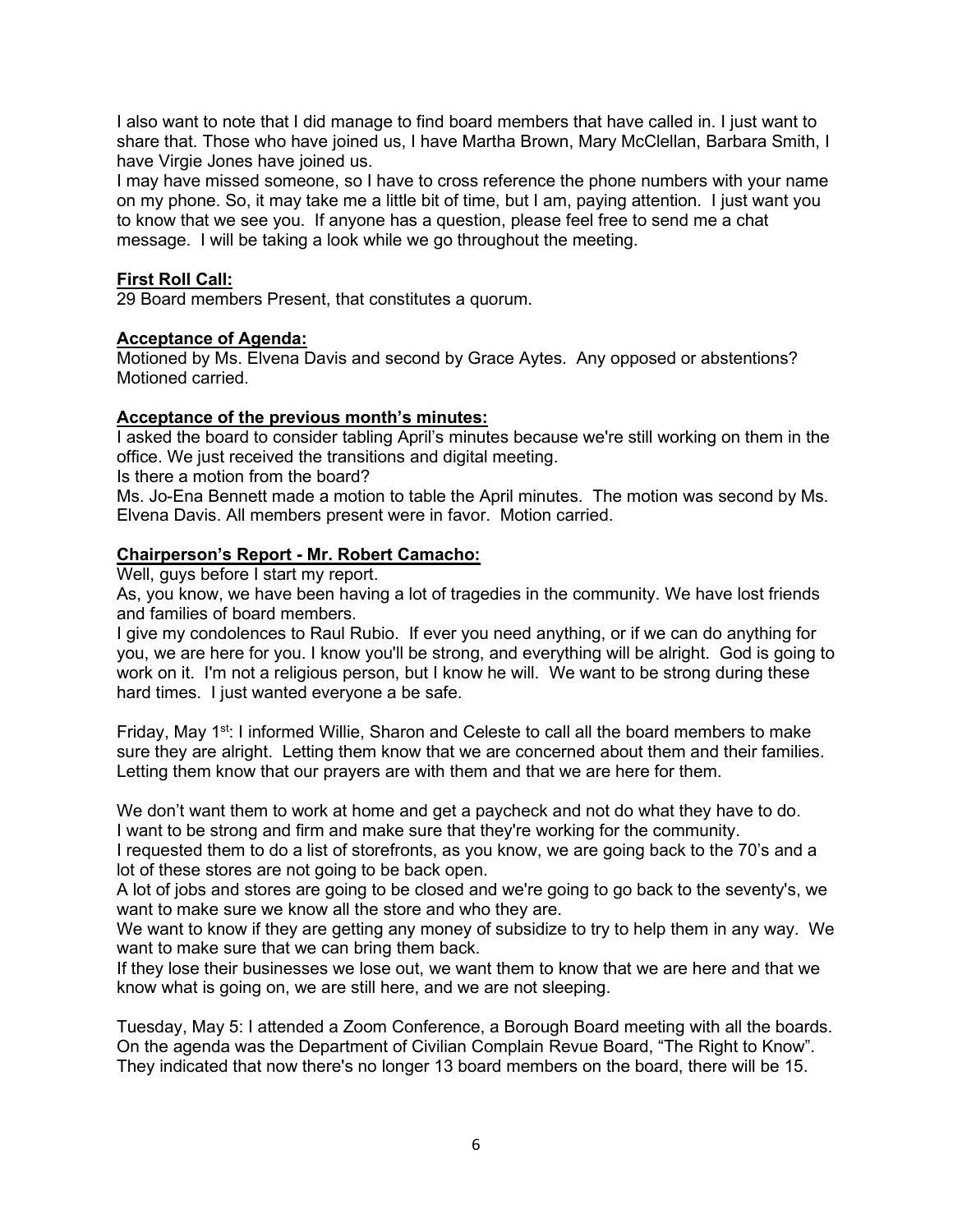I also want to note that I did manage to find board members that have called in. I just want to share that. Those who have joined us, I have Martha Brown, Mary McClellan, Barbara Smith, I have Virgie Jones have joined us.
I may have missed someone, so I have to cross reference the phone numbers with your name on my phone. So, it may take me a little bit of time, but I am, paying attention. I just want you to know that we see you. If anyone has a question, please feel free to send me a chat message. I will be taking a look while we go throughout the meeting.

**<u>First Roll Call:</u>**
29 Board members Present, that constitutes a quorum.

**<u>Acceptance of Agenda:</u>**
Motioned by Ms. Elvena Davis and second by Grace Aytes. Any opposed or abstentions? Motioned carried.

**<u>Acceptance of the previous month's minutes:</u>**
I asked the board to consider tabling April's minutes because we're still working on them in the office. We just received the transitions and digital meeting.
Is there a motion from the board?
Ms. Jo-Ena Bennett made a motion to table the April minutes. The motion was second by Ms. Elvena Davis. All members present were in favor. Motion carried.

**<u>Chairperson's Report - Mr. Robert Camacho:</u>**
Well, guys before I start my report.
As, you know, we have been having a lot of tragedies in the community. We have lost friends and families of board members.
I give my condolences to Raul Rubio. If ever you need anything, or if we can do anything for you, we are here for you. I know you'll be strong, and everything will be alright. God is going to work on it. I'm not a religious person, but I know he will. We want to be strong during these hard times. I just wanted everyone a be safe.

Friday, May 1st: I informed Willie, Sharon and Celeste to call all the board members to make sure they are alright. Letting them know that we are concerned about them and their families. Letting them know that our prayers are with them and that we are here for them.

We don't want them to work at home and get a paycheck and not do what they have to do.
I want to be strong and firm and make sure that they're working for the community.
I requested them to do a list of storefronts, as you know, we are going back to the 70's and a lot of these stores are not going to be back open.
A lot of jobs and stores are going to be closed and we're going to go back to the seventy's, we want to make sure we know all the store and who they are.
We want to know if they are getting any money of subsidize to try to help them in any way. We want to make sure that we can bring them back.
If they lose their businesses we lose out, we want them to know that we are here and that we know what is going on, we are still here, and we are not sleeping.

Tuesday, May 5: I attended a Zoom Conference, a Borough Board meeting with all the boards. On the agenda was the Department of Civilian Complain Revue Board, "The Right to Know". They indicated that now there's no longer 13 board members on the board, there will be 15.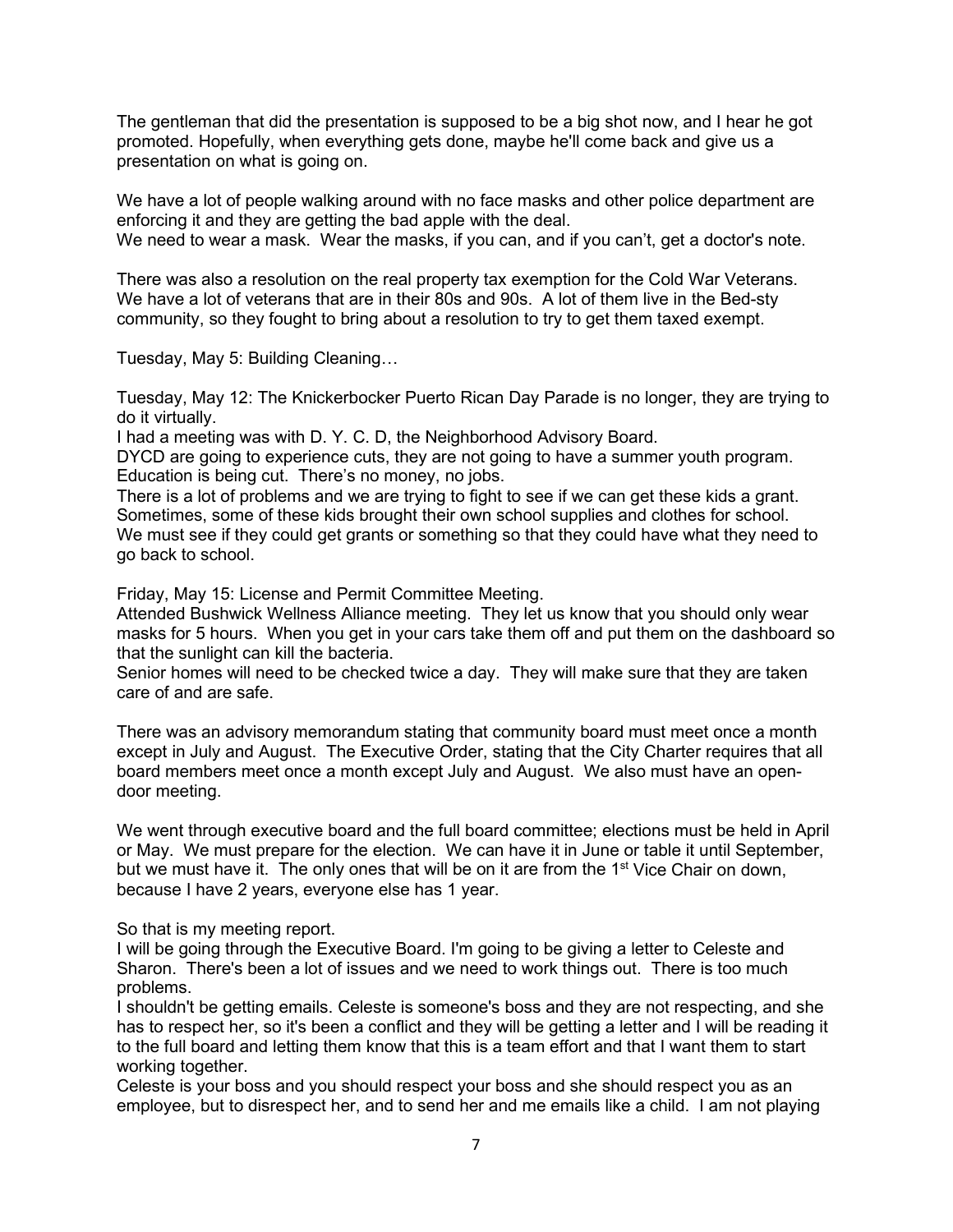The gentleman that did the presentation is supposed to be a big shot now, and I hear he got promoted. Hopefully, when everything gets done, maybe he'll come back and give us a presentation on what is going on.

We have a lot of people walking around with no face masks and other police department are enforcing it and they are getting the bad apple with the deal.
We need to wear a mask. Wear the masks, if you can, and if you can't, get a doctor's note.

There was also a resolution on the real property tax exemption for the Cold War Veterans. We have a lot of veterans that are in their 80s and 90s. A lot of them live in the Bed-sty community, so they fought to bring about a resolution to try to get them taxed exempt.

Tuesday, May 5: Building Cleaning…

Tuesday, May 12: The Knickerbocker Puerto Rican Day Parade is no longer, they are trying to do it virtually.
I had a meeting was with D. Y. C. D, the Neighborhood Advisory Board.
DYCD are going to experience cuts, they are not going to have a summer youth program. Education is being cut. There's no money, no jobs.
There is a lot of problems and we are trying to fight to see if we can get these kids a grant. Sometimes, some of these kids brought their own school supplies and clothes for school. We must see if they could get grants or something so that they could have what they need to go back to school.

Friday, May 15: License and Permit Committee Meeting.
Attended Bushwick Wellness Alliance meeting. They let us know that you should only wear masks for 5 hours. When you get in your cars take them off and put them on the dashboard so that the sunlight can kill the bacteria.
Senior homes will need to be checked twice a day. They will make sure that they are taken care of and are safe.

There was an advisory memorandum stating that community board must meet once a month except in July and August. The Executive Order, stating that the City Charter requires that all board members meet once a month except July and August. We also must have an open-door meeting.

We went through executive board and the full board committee; elections must be held in April or May. We must prepare for the election. We can have it in June or table it until September, but we must have it. The only ones that will be on it are from the 1st Vice Chair on down, because I have 2 years, everyone else has 1 year.

So that is my meeting report.
I will be going through the Executive Board. I'm going to be giving a letter to Celeste and Sharon. There's been a lot of issues and we need to work things out. There is too much problems.
I shouldn't be getting emails. Celeste is someone's boss and they are not respecting, and she has to respect her, so it's been a conflict and they will be getting a letter and I will be reading it to the full board and letting them know that this is a team effort and that I want them to start working together.
Celeste is your boss and you should respect your boss and she should respect you as an employee, but to disrespect her, and to send her and me emails like a child. I am not playing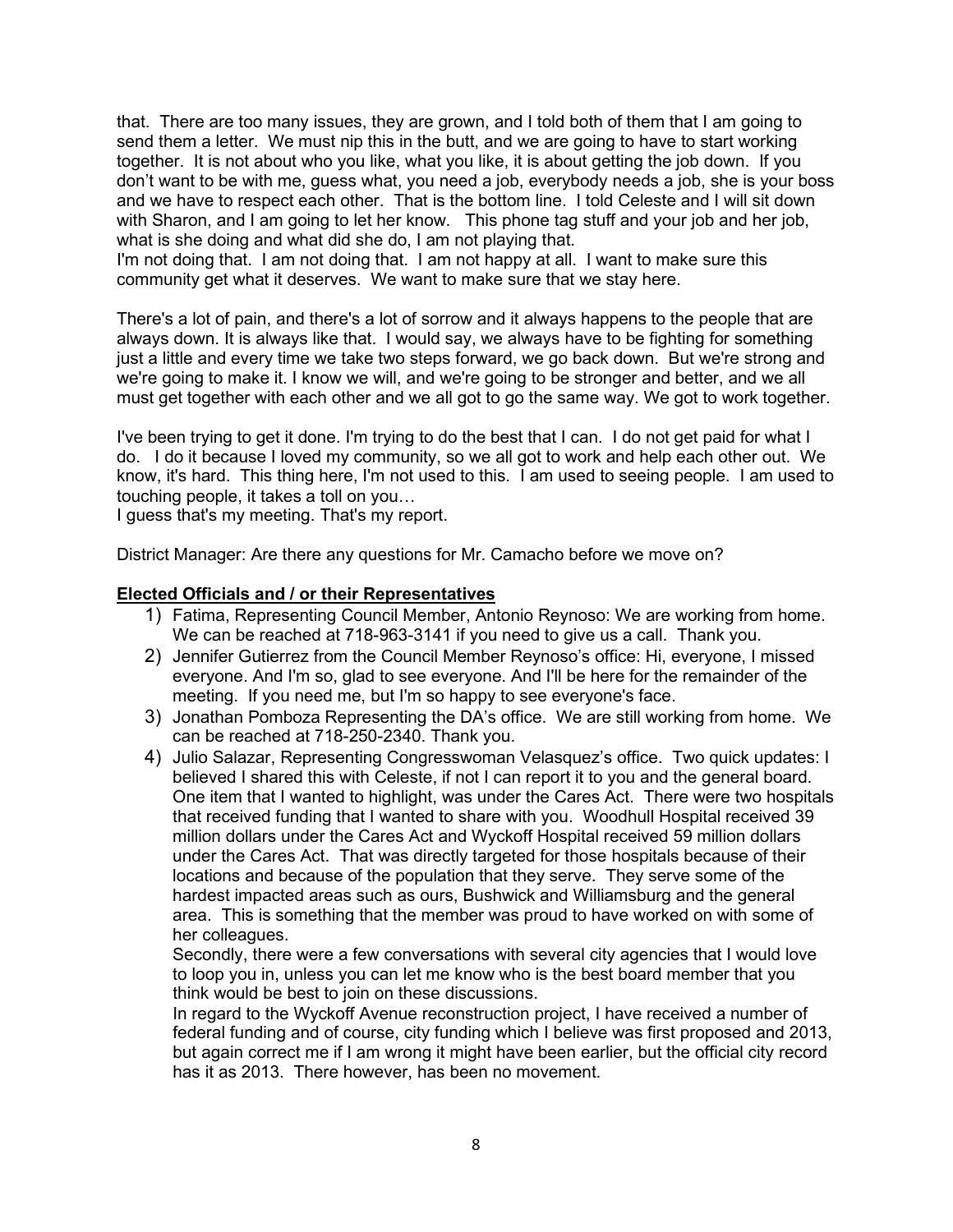that. There are too many issues, they are grown, and I told both of them that I am going to send them a letter. We must nip this in the butt, and we are going to have to start working together. It is not about who you like, what you like, it is about getting the job down. If you don't want to be with me, guess what, you need a job, everybody needs a job, she is your boss and we have to respect each other. That is the bottom line. I told Celeste and I will sit down with Sharon, and I am going to let her know. This phone tag stuff and your job and her job, what is she doing and what did she do, I am not playing that.
I'm not doing that. I am not doing that. I am not happy at all. I want to make sure this community get what it deserves. We want to make sure that we stay here.

There's a lot of pain, and there's a lot of sorrow and it always happens to the people that are always down. It is always like that. I would say, we always have to be fighting for something just a little and every time we take two steps forward, we go back down. But we're strong and we're going to make it. I know we will, and we're going to be stronger and better, and we all must get together with each other and we all got to go the same way. We got to work together.

I've been trying to get it done. I'm trying to do the best that I can. I do not get paid for what I do. I do it because I loved my community, so we all got to work and help each other out. We know, it's hard. This thing here, I'm not used to this. I am used to seeing people. I am used to touching people, it takes a toll on you…
I guess that's my meeting. That's my report.

District Manager: Are there any questions for Mr. Camacho before we move on?

**Elected Officials and / or their Representatives**

1) Fatima, Representing Council Member, Antonio Reynoso: We are working from home. We can be reached at 718-963-3141 if you need to give us a call. Thank you.
2) Jennifer Gutierrez from the Council Member Reynoso's office: Hi, everyone, I missed everyone. And I'm so, glad to see everyone. And I'll be here for the remainder of the meeting. If you need me, but I'm so happy to see everyone's face.
3) Jonathan Pomboza Representing the DA's office. We are still working from home. We can be reached at 718-250-2340. Thank you.
4) Julio Salazar, Representing Congresswoman Velasquez's office. Two quick updates: I believed I shared this with Celeste, if not I can report it to you and the general board. One item that I wanted to highlight, was under the Cares Act. There were two hospitals that received funding that I wanted to share with you. Woodhull Hospital received 39 million dollars under the Cares Act and Wyckoff Hospital received 59 million dollars under the Cares Act. That was directly targeted for those hospitals because of their locations and because of the population that they serve. They serve some of the hardest impacted areas such as ours, Bushwick and Williamsburg and the general area. This is something that the member was proud to have worked on with some of her colleagues.
   Secondly, there were a few conversations with several city agencies that I would love to loop you in, unless you can let me know who is the best board member that you think would be best to join on these discussions.
   In regard to the Wyckoff Avenue reconstruction project, I have received a number of federal funding and of course, city funding which I believe was first proposed and 2013, but again correct me if I am wrong it might have been earlier, but the official city record has it as 2013. There however, has been no movement.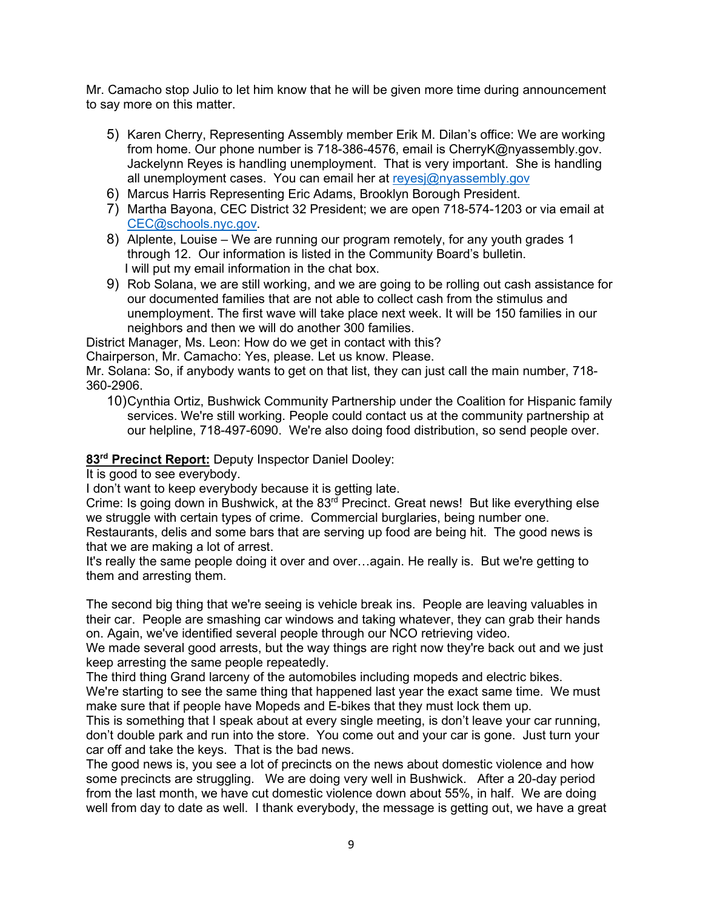Mr. Camacho stop Julio to let him know that he will be given more time during announcement to say more on this matter.

5) Karen Cherry, Representing Assembly member Erik M. Dilan's office: We are working from home. Our phone number is 718-386-4576, email is CherryK@nyassembly.gov. Jackelynn Reyes is handling unemployment. That is very important. She is handling all unemployment cases. You can email her at reyesj@nyassembly.gov
6) Marcus Harris Representing Eric Adams, Brooklyn Borough President.
7) Martha Bayona, CEC District 32 President; we are open 718-574-1203 or via email at CEC@schools.nyc.gov.
8) Alplente, Louise – We are running our program remotely, for any youth grades 1 through 12. Our information is listed in the Community Board's bulletin. I will put my email information in the chat box.
9) Rob Solana, we are still working, and we are going to be rolling out cash assistance for our documented families that are not able to collect cash from the stimulus and unemployment. The first wave will take place next week. It will be 150 families in our neighbors and then we will do another 300 families.

District Manager, Ms. Leon: How do we get in contact with this?
Chairperson, Mr. Camacho: Yes, please. Let us know. Please.
Mr. Solana: So, if anybody wants to get on that list, they can just call the main number, 718-360-2906.

10) Cynthia Ortiz, Bushwick Community Partnership under the Coalition for Hispanic family services. We're still working. People could contact us at the community partnership at our helpline, 718-497-6090. We're also doing food distribution, so send people over.

**83rd Precinct Report:** Deputy Inspector Daniel Dooley:
It is good to see everybody.
I don't want to keep everybody because it is getting late.
Crime: Is going down in Bushwick, at the 83rd Precinct. Great news! But like everything else we struggle with certain types of crime. Commercial burglaries, being number one. Restaurants, delis and some bars that are serving up food are being hit. The good news is that we are making a lot of arrest.
It's really the same people doing it over and over…again. He really is. But we're getting to them and arresting them.

The second big thing that we're seeing is vehicle break ins. People are leaving valuables in their car. People are smashing car windows and taking whatever, they can grab their hands on. Again, we've identified several people through our NCO retrieving video.
We made several good arrests, but the way things are right now they're back out and we just keep arresting the same people repeatedly.
The third thing Grand larceny of the automobiles including mopeds and electric bikes.
We're starting to see the same thing that happened last year the exact same time. We must make sure that if people have Mopeds and E-bikes that they must lock them up.
This is something that I speak about at every single meeting, is don't leave your car running, don't double park and run into the store. You come out and your car is gone. Just turn your car off and take the keys. That is the bad news.
The good news is, you see a lot of precincts on the news about domestic violence and how some precincts are struggling. We are doing very well in Bushwick. After a 20-day period from the last month, we have cut domestic violence down about 55%, in half. We are doing well from day to date as well. I thank everybody, the message is getting out, we have a great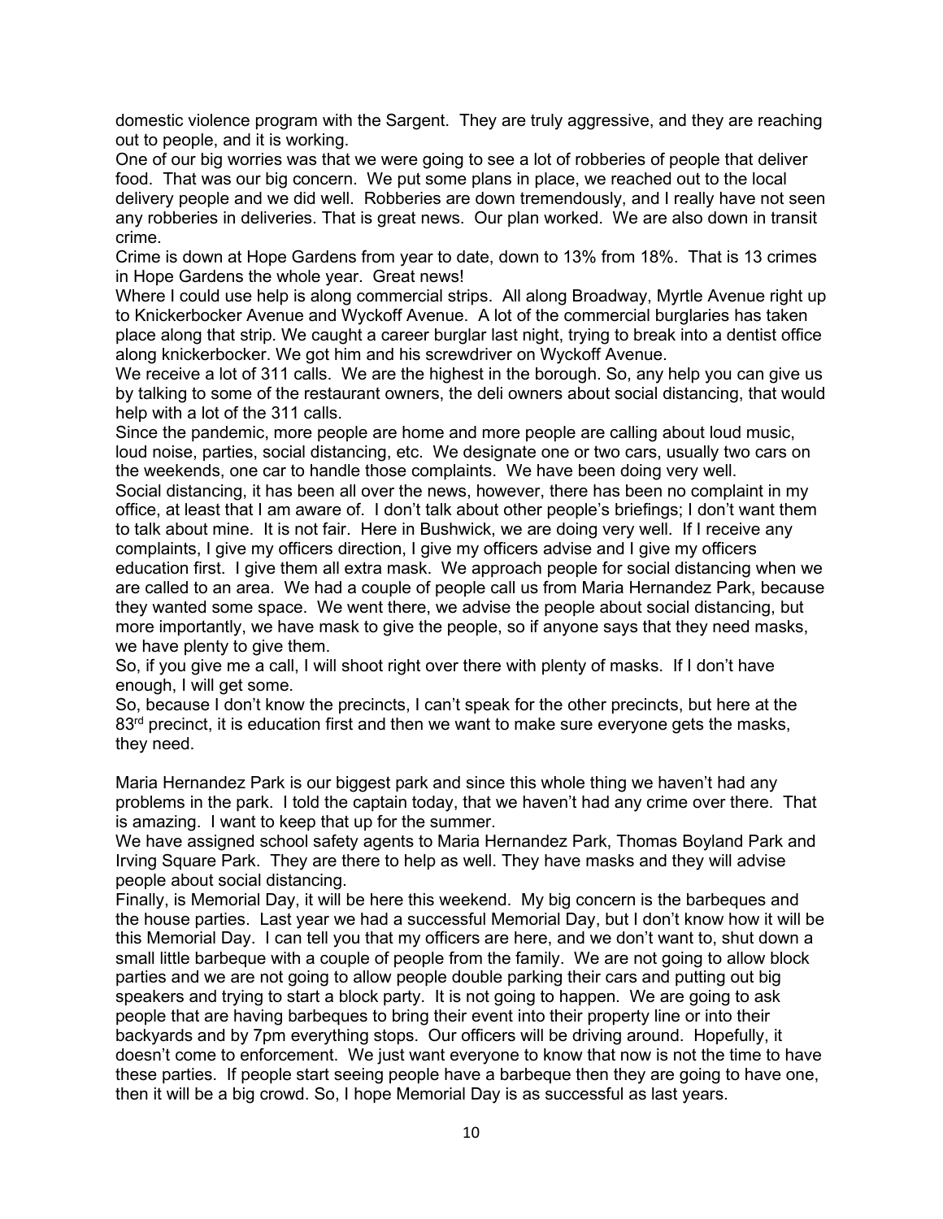domestic violence program with the Sargent. They are truly aggressive, and they are reaching out to people, and it is working.

One of our big worries was that we were going to see a lot of robberies of people that deliver food. That was our big concern. We put some plans in place, we reached out to the local delivery people and we did well. Robberies are down tremendously, and I really have not seen any robberies in deliveries. That is great news. Our plan worked. We are also down in transit crime.

Crime is down at Hope Gardens from year to date, down to 13% from 18%. That is 13 crimes in Hope Gardens the whole year. Great news!

Where I could use help is along commercial strips. All along Broadway, Myrtle Avenue right up to Knickerbocker Avenue and Wyckoff Avenue. A lot of the commercial burglaries has taken place along that strip. We caught a career burglar last night, trying to break into a dentist office along knickerbocker. We got him and his screwdriver on Wyckoff Avenue.

We receive a lot of 311 calls. We are the highest in the borough. So, any help you can give us by talking to some of the restaurant owners, the deli owners about social distancing, that would help with a lot of the 311 calls.

Since the pandemic, more people are home and more people are calling about loud music, loud noise, parties, social distancing, etc. We designate one or two cars, usually two cars on the weekends, one car to handle those complaints. We have been doing very well.

Social distancing, it has been all over the news, however, there has been no complaint in my office, at least that I am aware of. I don't talk about other people's briefings; I don't want them to talk about mine. It is not fair. Here in Bushwick, we are doing very well. If I receive any complaints, I give my officers direction, I give my officers advise and I give my officers education first. I give them all extra mask. We approach people for social distancing when we are called to an area. We had a couple of people call us from Maria Hernandez Park, because they wanted some space. We went there, we advise the people about social distancing, but more importantly, we have mask to give the people, so if anyone says that they need masks, we have plenty to give them.

So, if you give me a call, I will shoot right over there with plenty of masks. If I don't have enough, I will get some.

So, because I don't know the precincts, I can't speak for the other precincts, but here at the 83rd precinct, it is education first and then we want to make sure everyone gets the masks, they need.

Maria Hernandez Park is our biggest park and since this whole thing we haven't had any problems in the park. I told the captain today, that we haven't had any crime over there. That is amazing. I want to keep that up for the summer.

We have assigned school safety agents to Maria Hernandez Park, Thomas Boyland Park and Irving Square Park. They are there to help as well. They have masks and they will advise people about social distancing.

Finally, is Memorial Day, it will be here this weekend. My big concern is the barbeques and the house parties. Last year we had a successful Memorial Day, but I don't know how it will be this Memorial Day. I can tell you that my officers are here, and we don't want to, shut down a small little barbeque with a couple of people from the family. We are not going to allow block parties and we are not going to allow people double parking their cars and putting out big speakers and trying to start a block party. It is not going to happen. We are going to ask people that are having barbeques to bring their event into their property line or into their backyards and by 7pm everything stops. Our officers will be driving around. Hopefully, it doesn't come to enforcement. We just want everyone to know that now is not the time to have these parties. If people start seeing people have a barbeque then they are going to have one, then it will be a big crowd. So, I hope Memorial Day is as successful as last years.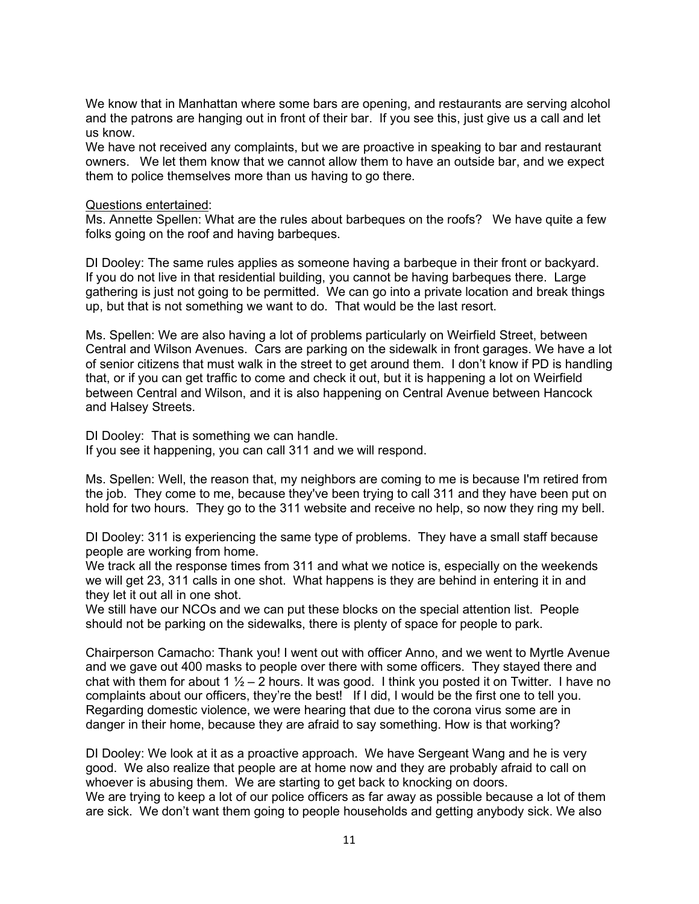We know that in Manhattan where some bars are opening, and restaurants are serving alcohol and the patrons are hanging out in front of their bar. If you see this, just give us a call and let us know.
We have not received any complaints, but we are proactive in speaking to bar and restaurant owners. We let them know that we cannot allow them to have an outside bar, and we expect them to police themselves more than us having to go there.

<u>Questions entertained</u>:
Ms. Annette Spellen: What are the rules about barbeques on the roofs? We have quite a few folks going on the roof and having barbeques.

DI Dooley: The same rules applies as someone having a barbeque in their front or backyard. If you do not live in that residential building, you cannot be having barbeques there. Large gathering is just not going to be permitted. We can go into a private location and break things up, but that is not something we want to do. That would be the last resort.

Ms. Spellen: We are also having a lot of problems particularly on Weirfield Street, between Central and Wilson Avenues. Cars are parking on the sidewalk in front garages. We have a lot of senior citizens that must walk in the street to get around them. I don't know if PD is handling that, or if you can get traffic to come and check it out, but it is happening a lot on Weirfield between Central and Wilson, and it is also happening on Central Avenue between Hancock and Halsey Streets.

DI Dooley: That is something we can handle.
If you see it happening, you can call 311 and we will respond.

Ms. Spellen: Well, the reason that, my neighbors are coming to me is because I'm retired from the job. They come to me, because they've been trying to call 311 and they have been put on hold for two hours. They go to the 311 website and receive no help, so now they ring my bell.

DI Dooley: 311 is experiencing the same type of problems. They have a small staff because people are working from home.
We track all the response times from 311 and what we notice is, especially on the weekends we will get 23, 311 calls in one shot. What happens is they are behind in entering it in and they let it out all in one shot.
We still have our NCOs and we can put these blocks on the special attention list. People should not be parking on the sidewalks, there is plenty of space for people to park.

Chairperson Camacho: Thank you! I went out with officer Anno, and we went to Myrtle Avenue and we gave out 400 masks to people over there with some officers. They stayed there and chat with them for about 1 ½ – 2 hours. It was good. I think you posted it on Twitter. I have no complaints about our officers, they're the best! If I did, I would be the first one to tell you. Regarding domestic violence, we were hearing that due to the corona virus some are in danger in their home, because they are afraid to say something. How is that working?

DI Dooley: We look at it as a proactive approach. We have Sergeant Wang and he is very good. We also realize that people are at home now and they are probably afraid to call on whoever is abusing them. We are starting to get back to knocking on doors.
We are trying to keep a lot of our police officers as far away as possible because a lot of them are sick. We don't want them going to people households and getting anybody sick. We also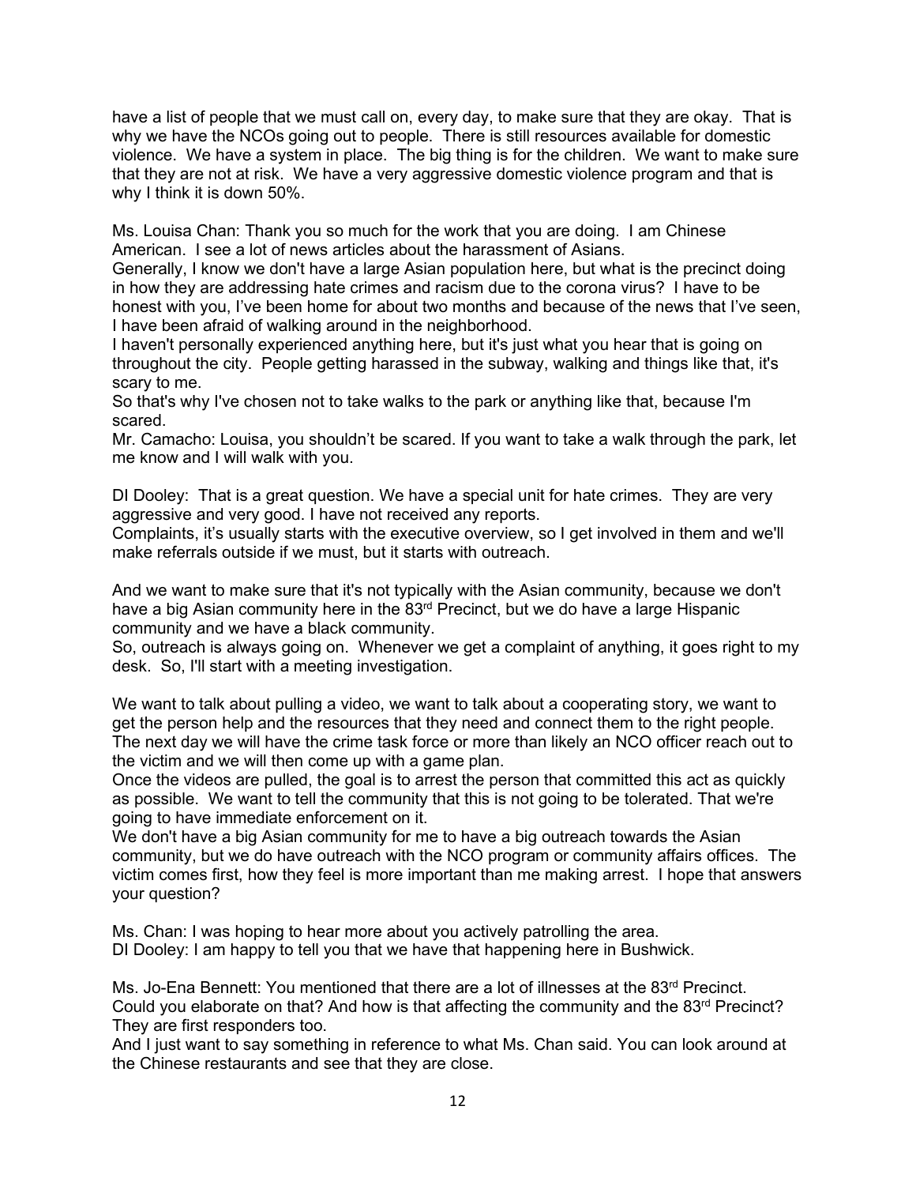have a list of people that we must call on, every day, to make sure that they are okay. That is why we have the NCOs going out to people. There is still resources available for domestic violence. We have a system in place. The big thing is for the children. We want to make sure that they are not at risk. We have a very aggressive domestic violence program and that is why I think it is down 50%.

Ms. Louisa Chan: Thank you so much for the work that you are doing. I am Chinese American. I see a lot of news articles about the harassment of Asians.
Generally, I know we don't have a large Asian population here, but what is the precinct doing in how they are addressing hate crimes and racism due to the corona virus? I have to be honest with you, I've been home for about two months and because of the news that I've seen, I have been afraid of walking around in the neighborhood.
I haven't personally experienced anything here, but it's just what you hear that is going on throughout the city. People getting harassed in the subway, walking and things like that, it's scary to me.
So that's why I've chosen not to take walks to the park or anything like that, because I'm scared.
Mr. Camacho: Louisa, you shouldn't be scared. If you want to take a walk through the park, let me know and I will walk with you.

DI Dooley: That is a great question. We have a special unit for hate crimes. They are very aggressive and very good. I have not received any reports.
Complaints, it's usually starts with the executive overview, so I get involved in them and we'll make referrals outside if we must, but it starts with outreach.

And we want to make sure that it's not typically with the Asian community, because we don't have a big Asian community here in the 83rd Precinct, but we do have a large Hispanic community and we have a black community.
So, outreach is always going on. Whenever we get a complaint of anything, it goes right to my desk. So, I'll start with a meeting investigation.

We want to talk about pulling a video, we want to talk about a cooperating story, we want to get the person help and the resources that they need and connect them to the right people. The next day we will have the crime task force or more than likely an NCO officer reach out to the victim and we will then come up with a game plan.
Once the videos are pulled, the goal is to arrest the person that committed this act as quickly as possible. We want to tell the community that this is not going to be tolerated. That we're going to have immediate enforcement on it.
We don't have a big Asian community for me to have a big outreach towards the Asian community, but we do have outreach with the NCO program or community affairs offices. The victim comes first, how they feel is more important than me making arrest. I hope that answers your question?

Ms. Chan: I was hoping to hear more about you actively patrolling the area.
DI Dooley: I am happy to tell you that we have that happening here in Bushwick.

Ms. Jo-Ena Bennett: You mentioned that there are a lot of illnesses at the 83rd Precinct. Could you elaborate on that? And how is that affecting the community and the 83rd Precinct? They are first responders too.
And I just want to say something in reference to what Ms. Chan said. You can look around at the Chinese restaurants and see that they are close.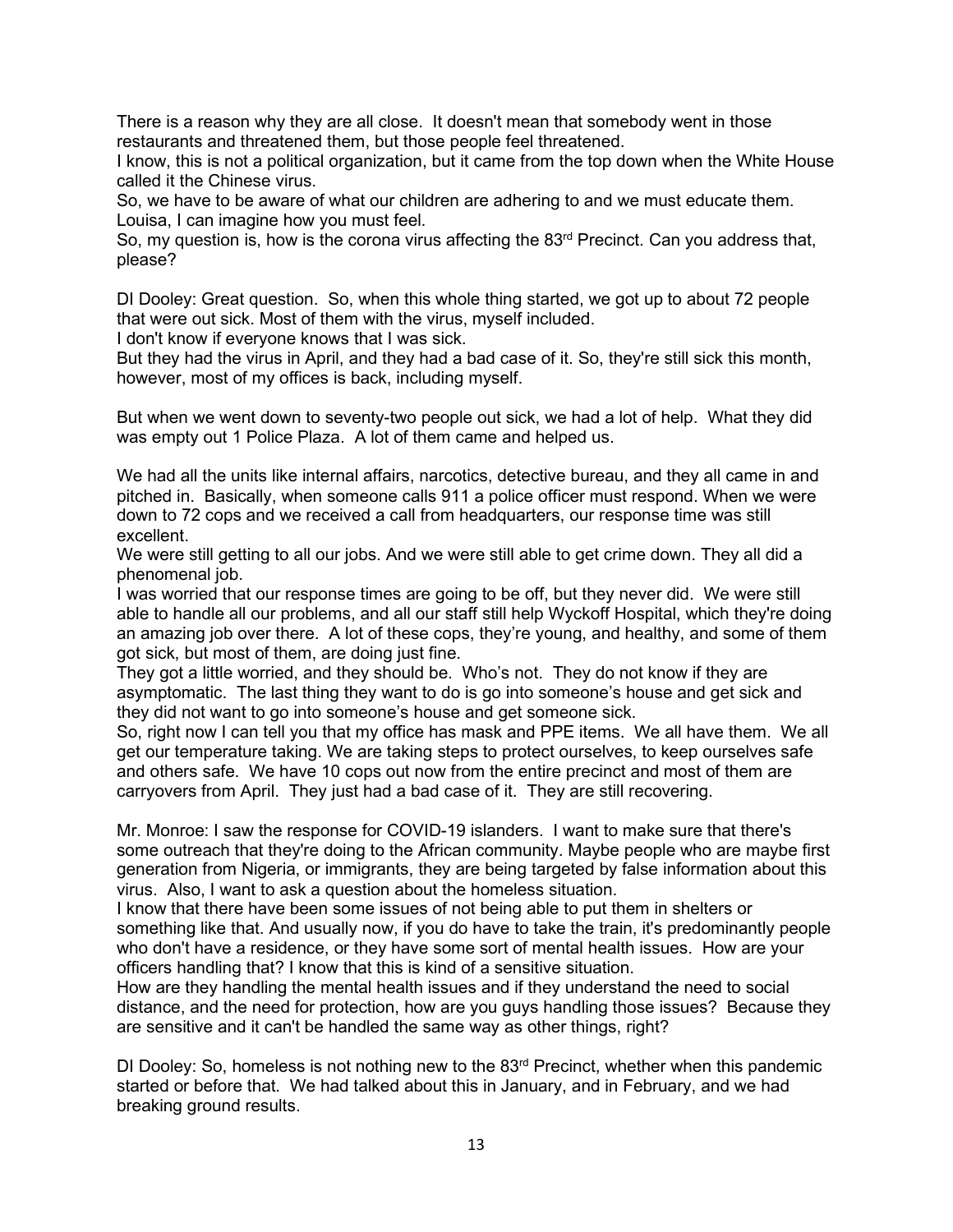There is a reason why they are all close. It doesn't mean that somebody went in those restaurants and threatened them, but those people feel threatened.
I know, this is not a political organization, but it came from the top down when the White House called it the Chinese virus.
So, we have to be aware of what our children are adhering to and we must educate them.
Louisa, I can imagine how you must feel.
So, my question is, how is the corona virus affecting the 83rd Precinct. Can you address that, please?

DI Dooley: Great question. So, when this whole thing started, we got up to about 72 people that were out sick. Most of them with the virus, myself included.
I don't know if everyone knows that I was sick.
But they had the virus in April, and they had a bad case of it. So, they're still sick this month, however, most of my offices is back, including myself.

But when we went down to seventy-two people out sick, we had a lot of help. What they did was empty out 1 Police Plaza. A lot of them came and helped us.

We had all the units like internal affairs, narcotics, detective bureau, and they all came in and pitched in. Basically, when someone calls 911 a police officer must respond. When we were down to 72 cops and we received a call from headquarters, our response time was still excellent.
We were still getting to all our jobs. And we were still able to get crime down. They all did a phenomenal job.
I was worried that our response times are going to be off, but they never did. We were still able to handle all our problems, and all our staff still help Wyckoff Hospital, which they're doing an amazing job over there. A lot of these cops, they're young, and healthy, and some of them got sick, but most of them, are doing just fine.
They got a little worried, and they should be. Who's not. They do not know if they are asymptomatic. The last thing they want to do is go into someone's house and get sick and they did not want to go into someone's house and get someone sick.
So, right now I can tell you that my office has mask and PPE items. We all have them. We all get our temperature taking. We are taking steps to protect ourselves, to keep ourselves safe and others safe. We have 10 cops out now from the entire precinct and most of them are carryovers from April. They just had a bad case of it. They are still recovering.

Mr. Monroe: I saw the response for COVID-19 islanders. I want to make sure that there's some outreach that they're doing to the African community. Maybe people who are maybe first generation from Nigeria, or immigrants, they are being targeted by false information about this virus. Also, I want to ask a question about the homeless situation.
I know that there have been some issues of not being able to put them in shelters or something like that. And usually now, if you do have to take the train, it's predominantly people who don't have a residence, or they have some sort of mental health issues. How are your officers handling that? I know that this is kind of a sensitive situation.
How are they handling the mental health issues and if they understand the need to social distance, and the need for protection, how are you guys handling those issues? Because they are sensitive and it can't be handled the same way as other things, right?

DI Dooley: So, homeless is not nothing new to the 83rd Precinct, whether when this pandemic started or before that. We had talked about this in January, and in February, and we had breaking ground results.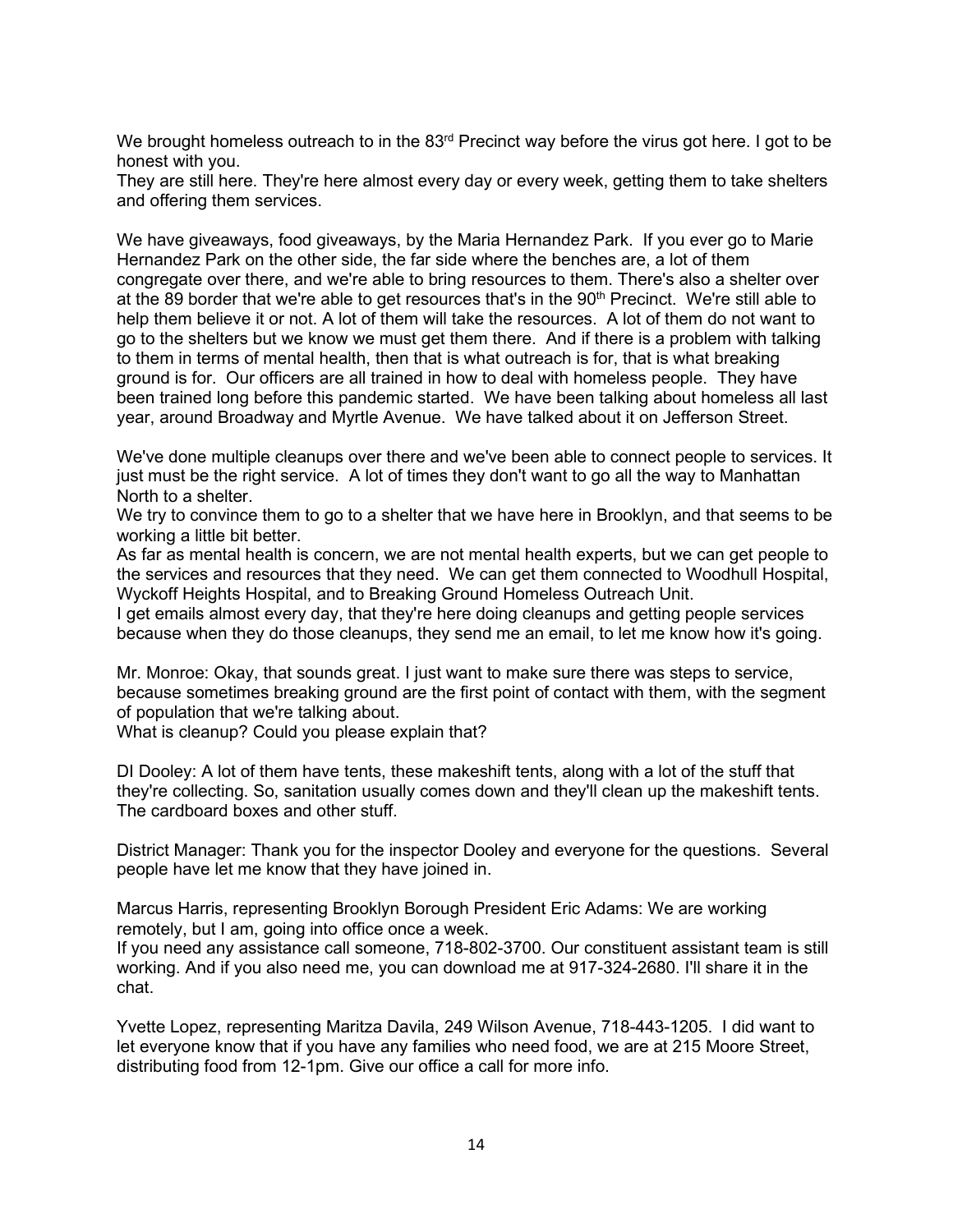We brought homeless outreach to in the 83rd Precinct way before the virus got here. I got to be honest with you.
They are still here. They're here almost every day or every week, getting them to take shelters and offering them services.

We have giveaways, food giveaways, by the Maria Hernandez Park. If you ever go to Marie Hernandez Park on the other side, the far side where the benches are, a lot of them congregate over there, and we're able to bring resources to them. There's also a shelter over at the 89 border that we're able to get resources that's in the 90th Precinct. We're still able to help them believe it or not. A lot of them will take the resources. A lot of them do not want to go to the shelters but we know we must get them there. And if there is a problem with talking to them in terms of mental health, then that is what outreach is for, that is what breaking ground is for. Our officers are all trained in how to deal with homeless people. They have been trained long before this pandemic started. We have been talking about homeless all last year, around Broadway and Myrtle Avenue. We have talked about it on Jefferson Street.

We've done multiple cleanups over there and we've been able to connect people to services. It just must be the right service. A lot of times they don't want to go all the way to Manhattan North to a shelter.
We try to convince them to go to a shelter that we have here in Brooklyn, and that seems to be working a little bit better.
As far as mental health is concern, we are not mental health experts, but we can get people to the services and resources that they need. We can get them connected to Woodhull Hospital, Wyckoff Heights Hospital, and to Breaking Ground Homeless Outreach Unit.
I get emails almost every day, that they're here doing cleanups and getting people services because when they do those cleanups, they send me an email, to let me know how it's going.

Mr. Monroe: Okay, that sounds great. I just want to make sure there was steps to service, because sometimes breaking ground are the first point of contact with them, with the segment of population that we're talking about.
What is cleanup? Could you please explain that?

DI Dooley: A lot of them have tents, these makeshift tents, along with a lot of the stuff that they're collecting. So, sanitation usually comes down and they'll clean up the makeshift tents. The cardboard boxes and other stuff.

District Manager: Thank you for the inspector Dooley and everyone for the questions. Several people have let me know that they have joined in.

Marcus Harris, representing Brooklyn Borough President Eric Adams: We are working remotely, but I am, going into office once a week.
If you need any assistance call someone, 718-802-3700. Our constituent assistant team is still working. And if you also need me, you can download me at 917-324-2680. I'll share it in the chat.

Yvette Lopez, representing Maritza Davila, 249 Wilson Avenue, 718-443-1205. I did want to let everyone know that if you have any families who need food, we are at 215 Moore Street, distributing food from 12-1pm. Give our office a call for more info.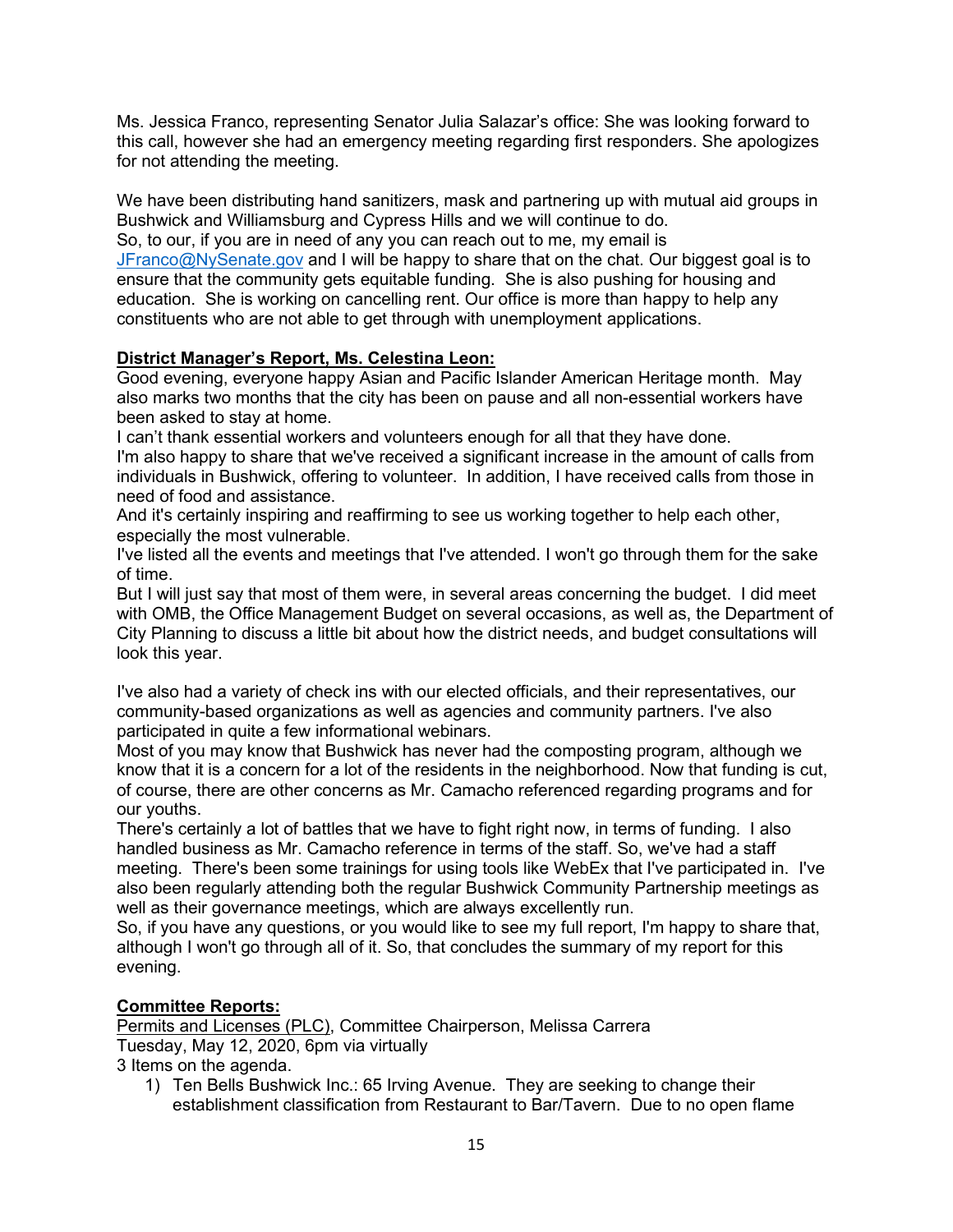Ms. Jessica Franco, representing Senator Julia Salazar's office: She was looking forward to this call, however she had an emergency meeting regarding first responders. She apologizes for not attending the meeting.

We have been distributing hand sanitizers, mask and partnering up with mutual aid groups in Bushwick and Williamsburg and Cypress Hills and we will continue to do.
So, to our, if you are in need of any you can reach out to me, my email is JFranco@NySenate.gov and I will be happy to share that on the chat. Our biggest goal is to ensure that the community gets equitable funding. She is also pushing for housing and education. She is working on cancelling rent. Our office is more than happy to help any constituents who are not able to get through with unemployment applications.

**<u>District Manager's Report, Ms. Celestina Leon:</u>**
Good evening, everyone happy Asian and Pacific Islander American Heritage month. May also marks two months that the city has been on pause and all non-essential workers have been asked to stay at home.
I can't thank essential workers and volunteers enough for all that they have done.
I'm also happy to share that we've received a significant increase in the amount of calls from individuals in Bushwick, offering to volunteer. In addition, I have received calls from those in need of food and assistance.
And it's certainly inspiring and reaffirming to see us working together to help each other, especially the most vulnerable.
I've listed all the events and meetings that I've attended. I won't go through them for the sake of time.
But I will just say that most of them were, in several areas concerning the budget. I did meet with OMB, the Office Management Budget on several occasions, as well as, the Department of City Planning to discuss a little bit about how the district needs, and budget consultations will look this year.

I've also had a variety of check ins with our elected officials, and their representatives, our community-based organizations as well as agencies and community partners. I've also participated in quite a few informational webinars.
Most of you may know that Bushwick has never had the composting program, although we know that it is a concern for a lot of the residents in the neighborhood. Now that funding is cut, of course, there are other concerns as Mr. Camacho referenced regarding programs and for our youths.
There's certainly a lot of battles that we have to fight right now, in terms of funding. I also handled business as Mr. Camacho reference in terms of the staff. So, we've had a staff meeting. There's been some trainings for using tools like WebEx that I've participated in. I've also been regularly attending both the regular Bushwick Community Partnership meetings as well as their governance meetings, which are always excellently run.
So, if you have any questions, or you would like to see my full report, I'm happy to share that, although I won't go through all of it. So, that concludes the summary of my report for this evening.

**<u>Committee Reports:</u>**
<u>Permits and Licenses (PLC)</u>, Committee Chairperson, Melissa Carrera
Tuesday, May 12, 2020, 6pm via virtually
3 Items on the agenda.

1) Ten Bells Bushwick Inc.: 65 Irving Avenue. They are seeking to change their establishment classification from Restaurant to Bar/Tavern. Due to no open flame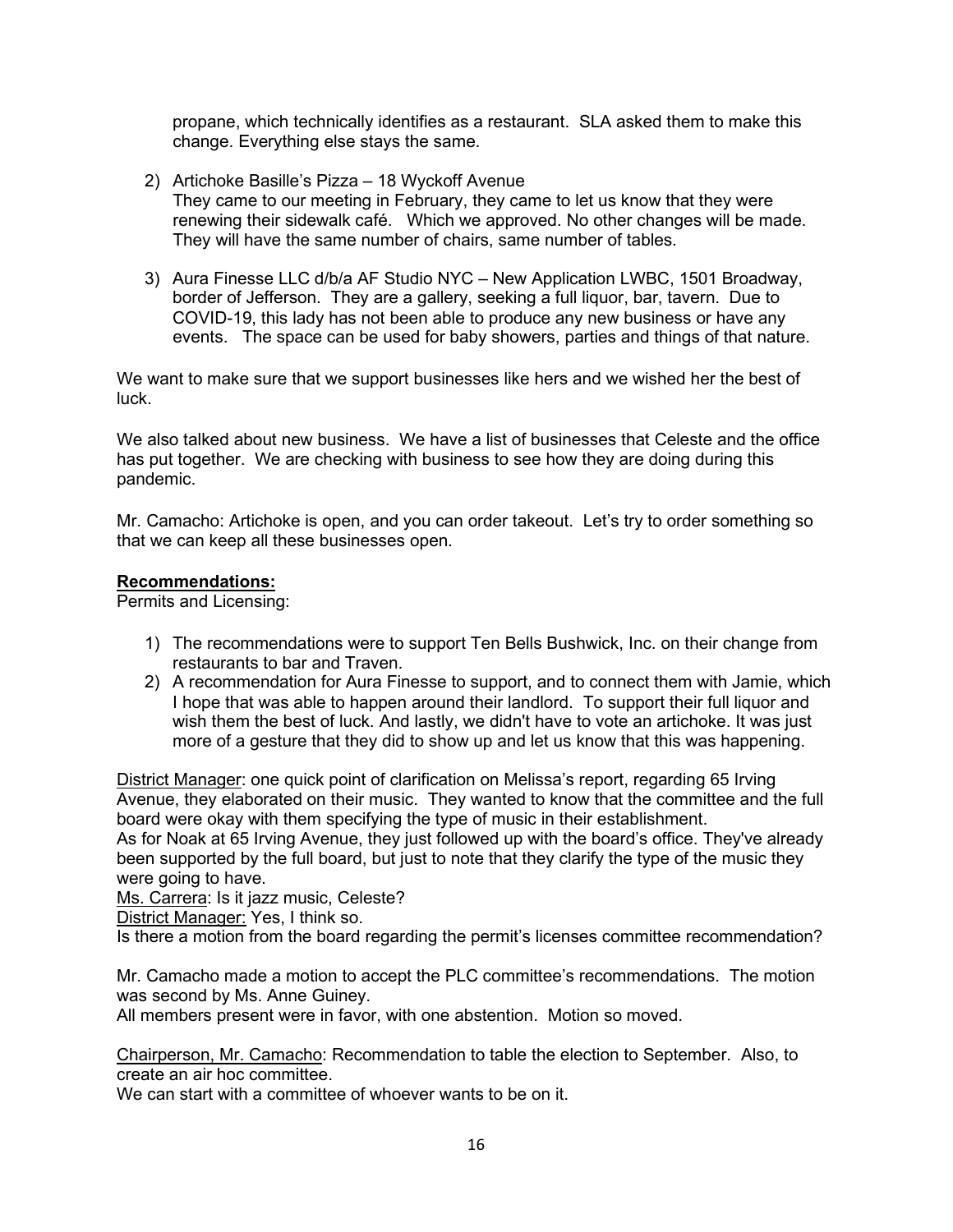propane, which technically identifies as a restaurant. SLA asked them to make this change. Everything else stays the same.

2) Artichoke Basille's Pizza – 18 Wyckoff Avenue
   They came to our meeting in February, they came to let us know that they were renewing their sidewalk café. Which we approved. No other changes will be made. They will have the same number of chairs, same number of tables.

3) Aura Finesse LLC d/b/a AF Studio NYC – New Application LWBC, 1501 Broadway, border of Jefferson. They are a gallery, seeking a full liquor, bar, tavern. Due to COVID-19, this lady has not been able to produce any new business or have any events. The space can be used for baby showers, parties and things of that nature.

We want to make sure that we support businesses like hers and we wished her the best of luck.

We also talked about new business. We have a list of businesses that Celeste and the office has put together. We are checking with business to see how they are doing during this pandemic.

Mr. Camacho: Artichoke is open, and you can order takeout. Let's try to order something so that we can keep all these businesses open.

**Recommendations:**
Permits and Licensing:

1) The recommendations were to support Ten Bells Bushwick, Inc. on their change from restaurants to bar and Traven.
2) A recommendation for Aura Finesse to support, and to connect them with Jamie, which I hope that was able to happen around their landlord. To support their full liquor and wish them the best of luck. And lastly, we didn't have to vote an artichoke. It was just more of a gesture that they did to show up and let us know that this was happening.

District Manager: one quick point of clarification on Melissa's report, regarding 65 Irving Avenue, they elaborated on their music. They wanted to know that the committee and the full board were okay with them specifying the type of music in their establishment.
As for Noak at 65 Irving Avenue, they just followed up with the board's office. They've already been supported by the full board, but just to note that they clarify the type of the music they were going to have.
Ms. Carrera: Is it jazz music, Celeste?
District Manager: Yes, I think so.
Is there a motion from the board regarding the permit's licenses committee recommendation?

Mr. Camacho made a motion to accept the PLC committee's recommendations. The motion was second by Ms. Anne Guiney.
All members present were in favor, with one abstention. Motion so moved.

Chairperson, Mr. Camacho: Recommendation to table the election to September. Also, to create an air hoc committee.
We can start with a committee of whoever wants to be on it.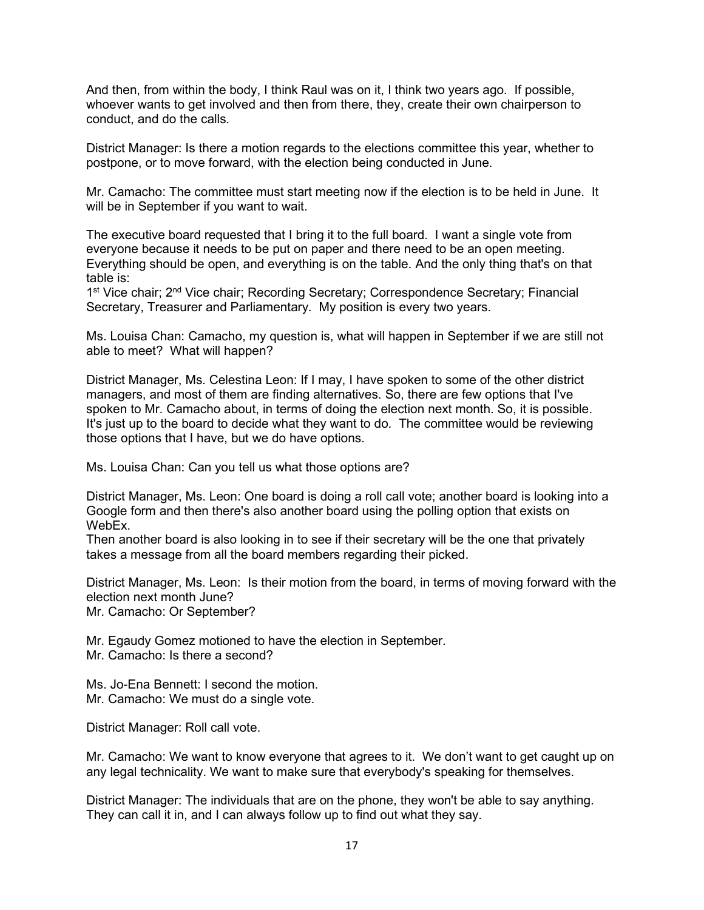And then, from within the body, I think Raul was on it, I think two years ago. If possible, whoever wants to get involved and then from there, they, create their own chairperson to conduct, and do the calls.

District Manager: Is there a motion regards to the elections committee this year, whether to postpone, or to move forward, with the election being conducted in June.

Mr. Camacho: The committee must start meeting now if the election is to be held in June. It will be in September if you want to wait.

The executive board requested that I bring it to the full board. I want a single vote from everyone because it needs to be put on paper and there need to be an open meeting. Everything should be open, and everything is on the table. And the only thing that's on that table is:
1st Vice chair; 2nd Vice chair; Recording Secretary; Correspondence Secretary; Financial Secretary, Treasurer and Parliamentary. My position is every two years.

Ms. Louisa Chan: Camacho, my question is, what will happen in September if we are still not able to meet? What will happen?

District Manager, Ms. Celestina Leon: If I may, I have spoken to some of the other district managers, and most of them are finding alternatives. So, there are few options that I've spoken to Mr. Camacho about, in terms of doing the election next month. So, it is possible. It's just up to the board to decide what they want to do. The committee would be reviewing those options that I have, but we do have options.

Ms. Louisa Chan: Can you tell us what those options are?

District Manager, Ms. Leon: One board is doing a roll call vote; another board is looking into a Google form and then there's also another board using the polling option that exists on WebEx.
Then another board is also looking in to see if their secretary will be the one that privately takes a message from all the board members regarding their picked.

District Manager, Ms. Leon: Is their motion from the board, in terms of moving forward with the election next month June?
Mr. Camacho: Or September?

Mr. Egaudy Gomez motioned to have the election in September.
Mr. Camacho: Is there a second?

Ms. Jo-Ena Bennett: I second the motion.
Mr. Camacho: We must do a single vote.

District Manager: Roll call vote.

Mr. Camacho: We want to know everyone that agrees to it. We don't want to get caught up on any legal technicality. We want to make sure that everybody's speaking for themselves.

District Manager: The individuals that are on the phone, they won't be able to say anything. They can call it in, and I can always follow up to find out what they say.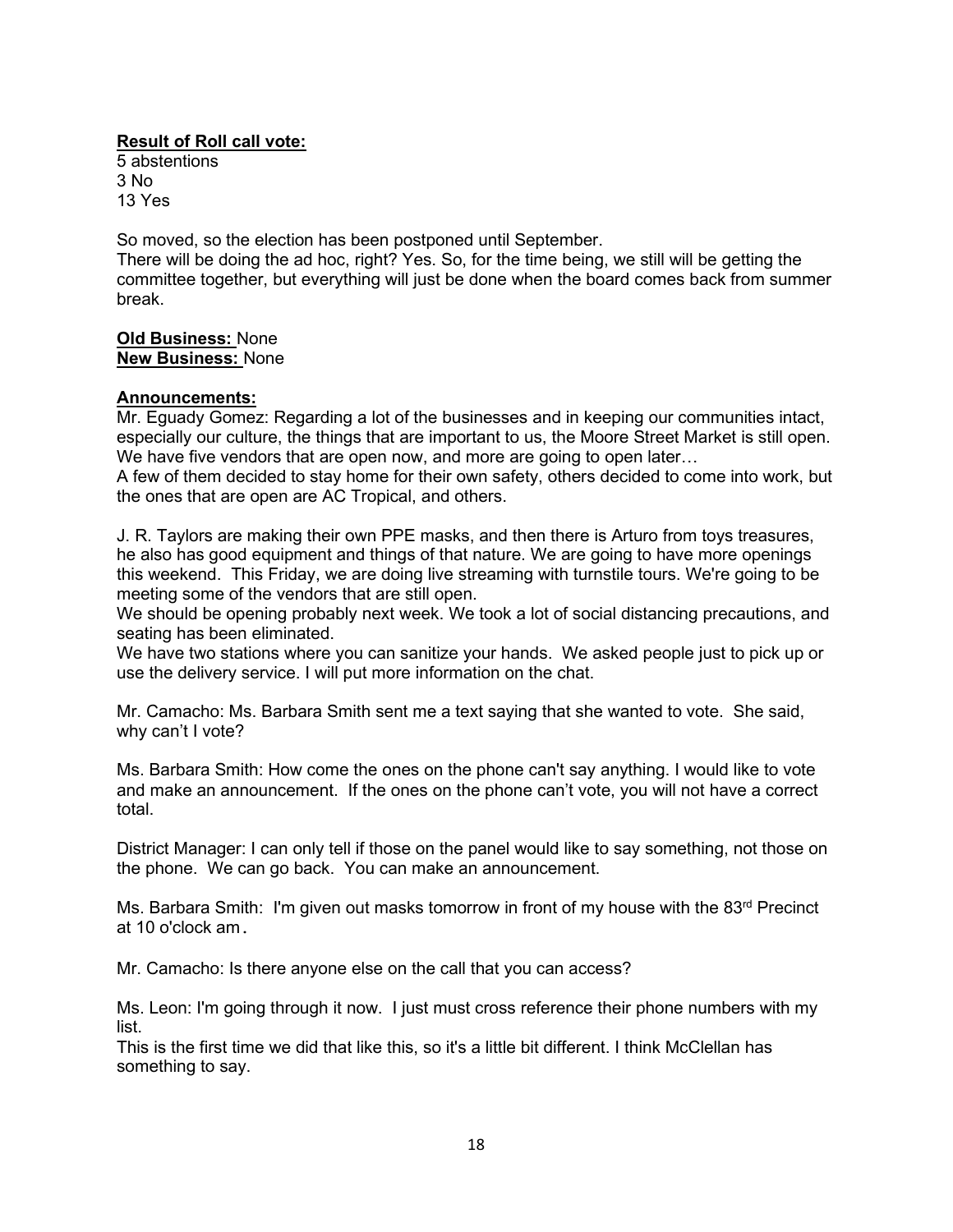**Result of Roll call vote:**
5 abstentions
3 No
13 Yes

So moved, so the election has been postponed until September.
There will be doing the ad hoc, right? Yes. So, for the time being, we still will be getting the committee together, but everything will just be done when the board comes back from summer break.

**Old Business:** None
**New Business:** None

**Announcements:**
Mr. Eguady Gomez: Regarding a lot of the businesses and in keeping our communities intact, especially our culture, the things that are important to us, the Moore Street Market is still open. We have five vendors that are open now, and more are going to open later…
A few of them decided to stay home for their own safety, others decided to come into work, but the ones that are open are AC Tropical, and others.

J. R. Taylors are making their own PPE masks, and then there is Arturo from toys treasures, he also has good equipment and things of that nature. We are going to have more openings this weekend. This Friday, we are doing live streaming with turnstile tours. We're going to be meeting some of the vendors that are still open.
We should be opening probably next week. We took a lot of social distancing precautions, and seating has been eliminated.
We have two stations where you can sanitize your hands. We asked people just to pick up or use the delivery service. I will put more information on the chat.

Mr. Camacho: Ms. Barbara Smith sent me a text saying that she wanted to vote. She said, why can't I vote?

Ms. Barbara Smith: How come the ones on the phone can't say anything. I would like to vote and make an announcement. If the ones on the phone can't vote, you will not have a correct total.

District Manager: I can only tell if those on the panel would like to say something, not those on the phone. We can go back. You can make an announcement.

Ms. Barbara Smith: I'm given out masks tomorrow in front of my house with the 83rd Precinct at 10 o'clock am.

Mr. Camacho: Is there anyone else on the call that you can access?

Ms. Leon: I'm going through it now. I just must cross reference their phone numbers with my list.
This is the first time we did that like this, so it's a little bit different. I think McClellan has something to say.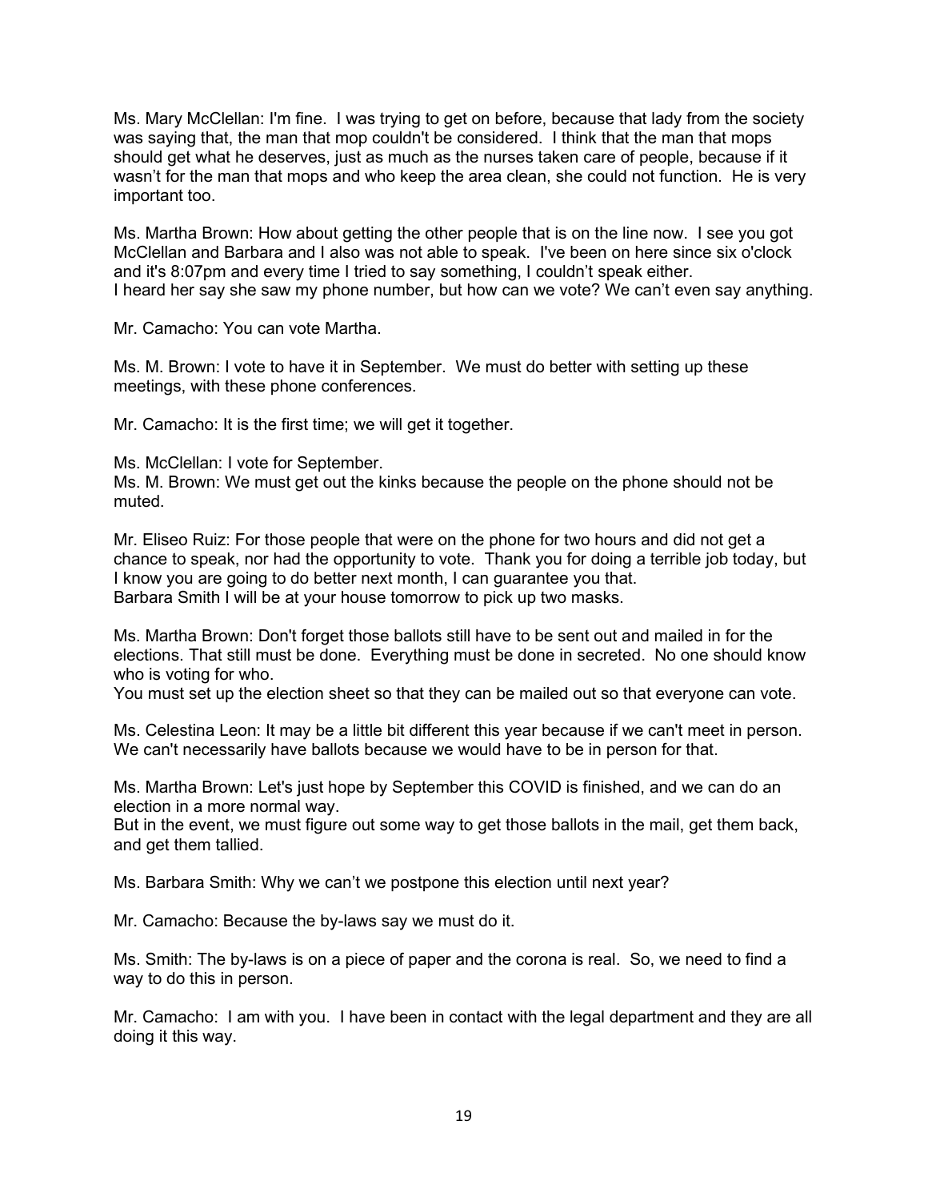Ms. Mary McClellan: I'm fine. I was trying to get on before, because that lady from the society was saying that, the man that mop couldn't be considered. I think that the man that mops should get what he deserves, just as much as the nurses taken care of people, because if it wasn't for the man that mops and who keep the area clean, she could not function. He is very important too.

Ms. Martha Brown: How about getting the other people that is on the line now. I see you got McClellan and Barbara and I also was not able to speak. I've been on here since six o'clock and it's 8:07pm and every time I tried to say something, I couldn't speak either.
I heard her say she saw my phone number, but how can we vote? We can't even say anything.

Mr. Camacho: You can vote Martha.

Ms. M. Brown: I vote to have it in September. We must do better with setting up these meetings, with these phone conferences.

Mr. Camacho: It is the first time; we will get it together.

Ms. McClellan: I vote for September.
Ms. M. Brown: We must get out the kinks because the people on the phone should not be muted.

Mr. Eliseo Ruiz: For those people that were on the phone for two hours and did not get a chance to speak, nor had the opportunity to vote. Thank you for doing a terrible job today, but I know you are going to do better next month, I can guarantee you that.
Barbara Smith I will be at your house tomorrow to pick up two masks.

Ms. Martha Brown: Don't forget those ballots still have to be sent out and mailed in for the elections. That still must be done. Everything must be done in secreted. No one should know who is voting for who.
You must set up the election sheet so that they can be mailed out so that everyone can vote.

Ms. Celestina Leon: It may be a little bit different this year because if we can't meet in person. We can't necessarily have ballots because we would have to be in person for that.

Ms. Martha Brown: Let's just hope by September this COVID is finished, and we can do an election in a more normal way.
But in the event, we must figure out some way to get those ballots in the mail, get them back, and get them tallied.

Ms. Barbara Smith: Why we can't we postpone this election until next year?

Mr. Camacho: Because the by-laws say we must do it.

Ms. Smith: The by-laws is on a piece of paper and the corona is real. So, we need to find a way to do this in person.

Mr. Camacho: I am with you. I have been in contact with the legal department and they are all doing it this way.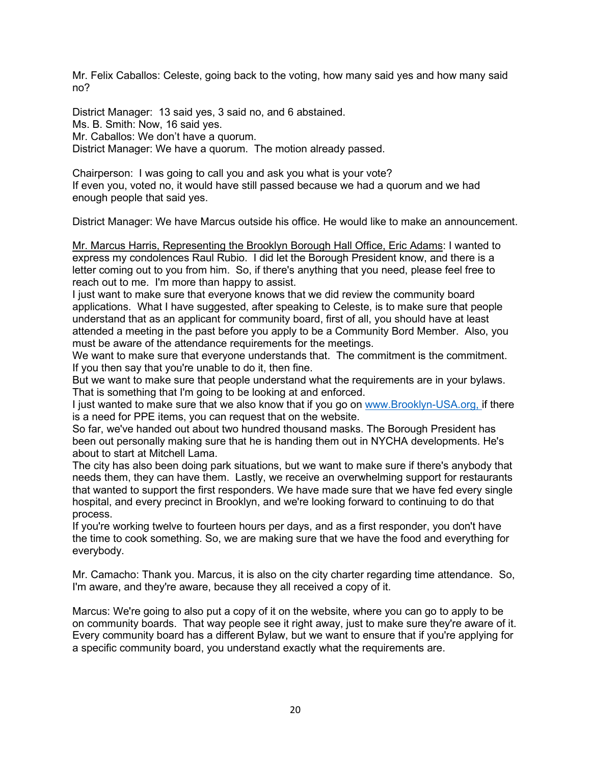Mr. Felix Caballos: Celeste, going back to the voting, how many said yes and how many said no?

District Manager: 13 said yes, 3 said no, and 6 abstained.
Ms. B. Smith: Now, 16 said yes.
Mr. Caballos: We don't have a quorum.
District Manager: We have a quorum. The motion already passed.

Chairperson: I was going to call you and ask you what is your vote?
If even you, voted no, it would have still passed because we had a quorum and we had enough people that said yes.

District Manager: We have Marcus outside his office. He would like to make an announcement.

Mr. Marcus Harris, Representing the Brooklyn Borough Hall Office, Eric Adams: I wanted to express my condolences Raul Rubio. I did let the Borough President know, and there is a letter coming out to you from him. So, if there's anything that you need, please feel free to reach out to me. I'm more than happy to assist.
I just want to make sure that everyone knows that we did review the community board applications. What I have suggested, after speaking to Celeste, is to make sure that people understand that as an applicant for community board, first of all, you should have at least attended a meeting in the past before you apply to be a Community Bord Member. Also, you must be aware of the attendance requirements for the meetings.
We want to make sure that everyone understands that. The commitment is the commitment. If you then say that you're unable to do it, then fine.
But we want to make sure that people understand what the requirements are in your bylaws. That is something that I'm going to be looking at and enforced.
I just wanted to make sure that we also know that if you go on www.Brooklyn-USA.org, if there is a need for PPE items, you can request that on the website.
So far, we've handed out about two hundred thousand masks. The Borough President has been out personally making sure that he is handing them out in NYCHA developments. He's about to start at Mitchell Lama.
The city has also been doing park situations, but we want to make sure if there's anybody that needs them, they can have them. Lastly, we receive an overwhelming support for restaurants that wanted to support the first responders. We have made sure that we have fed every single hospital, and every precinct in Brooklyn, and we're looking forward to continuing to do that process.
If you're working twelve to fourteen hours per days, and as a first responder, you don't have the time to cook something. So, we are making sure that we have the food and everything for everybody.

Mr. Camacho: Thank you. Marcus, it is also on the city charter regarding time attendance. So, I'm aware, and they're aware, because they all received a copy of it.

Marcus: We're going to also put a copy of it on the website, where you can go to apply to be on community boards. That way people see it right away, just to make sure they're aware of it. Every community board has a different Bylaw, but we want to ensure that if you're applying for a specific community board, you understand exactly what the requirements are.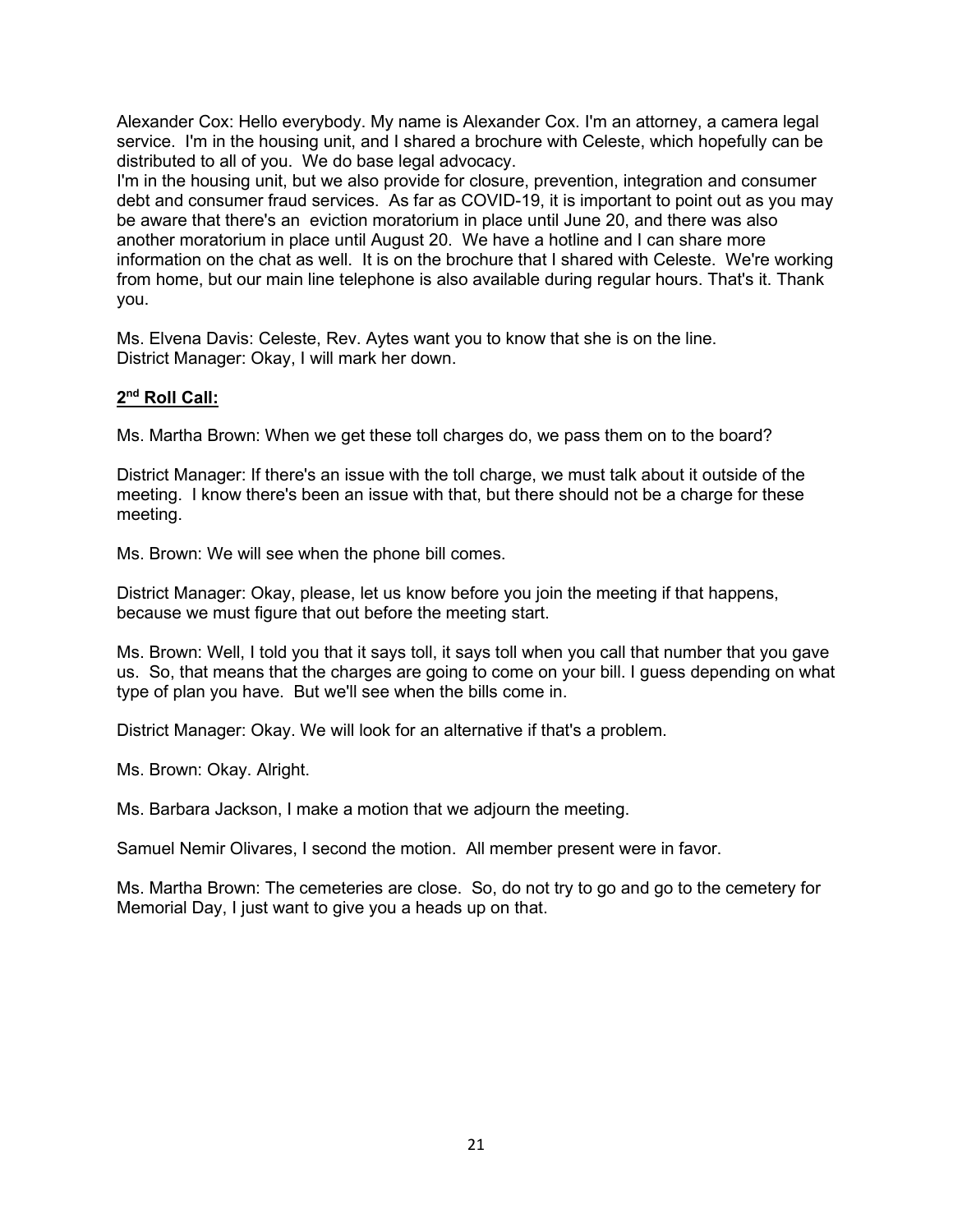Alexander Cox: Hello everybody. My name is Alexander Cox. I'm an attorney, a camera legal service. I'm in the housing unit, and I shared a brochure with Celeste, which hopefully can be distributed to all of you. We do base legal advocacy.
I'm in the housing unit, but we also provide for closure, prevention, integration and consumer debt and consumer fraud services. As far as COVID-19, it is important to point out as you may be aware that there's an eviction moratorium in place until June 20, and there was also another moratorium in place until August 20. We have a hotline and I can share more information on the chat as well. It is on the brochure that I shared with Celeste. We're working from home, but our main line telephone is also available during regular hours. That's it. Thank you.

Ms. Elvena Davis: Celeste, Rev. Aytes want you to know that she is on the line.
District Manager: Okay, I will mark her down.

**2nd Roll Call:**

Ms. Martha Brown: When we get these toll charges do, we pass them on to the board?

District Manager: If there's an issue with the toll charge, we must talk about it outside of the meeting. I know there's been an issue with that, but there should not be a charge for these meeting.

Ms. Brown: We will see when the phone bill comes.

District Manager: Okay, please, let us know before you join the meeting if that happens, because we must figure that out before the meeting start.

Ms. Brown: Well, I told you that it says toll, it says toll when you call that number that you gave us. So, that means that the charges are going to come on your bill. I guess depending on what type of plan you have. But we'll see when the bills come in.

District Manager: Okay. We will look for an alternative if that's a problem.

Ms. Brown: Okay. Alright.

Ms. Barbara Jackson, I make a motion that we adjourn the meeting.

Samuel Nemir Olivares, I second the motion. All member present were in favor.

Ms. Martha Brown: The cemeteries are close. So, do not try to go and go to the cemetery for Memorial Day, I just want to give you a heads up on that.